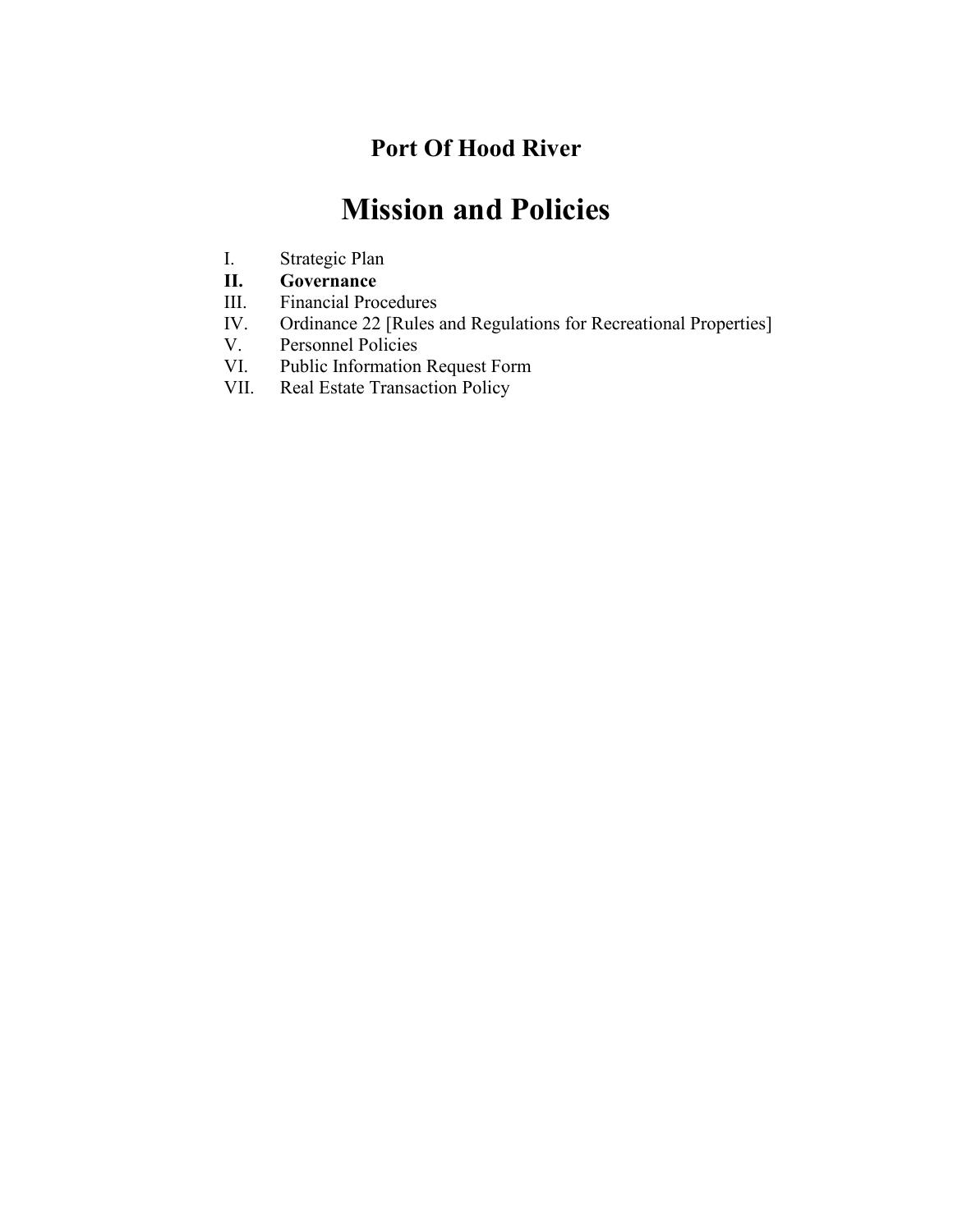## Port Of Hood River

# Mission and Policies

I. Strategic Plan
**II. Governance**
III. Financial Procedures
IV. Ordinance 22 [Rules and Regulations for Recreational Properties]
V. Personnel Policies
VI. Public Information Request Form
VII. Real Estate Transaction Policy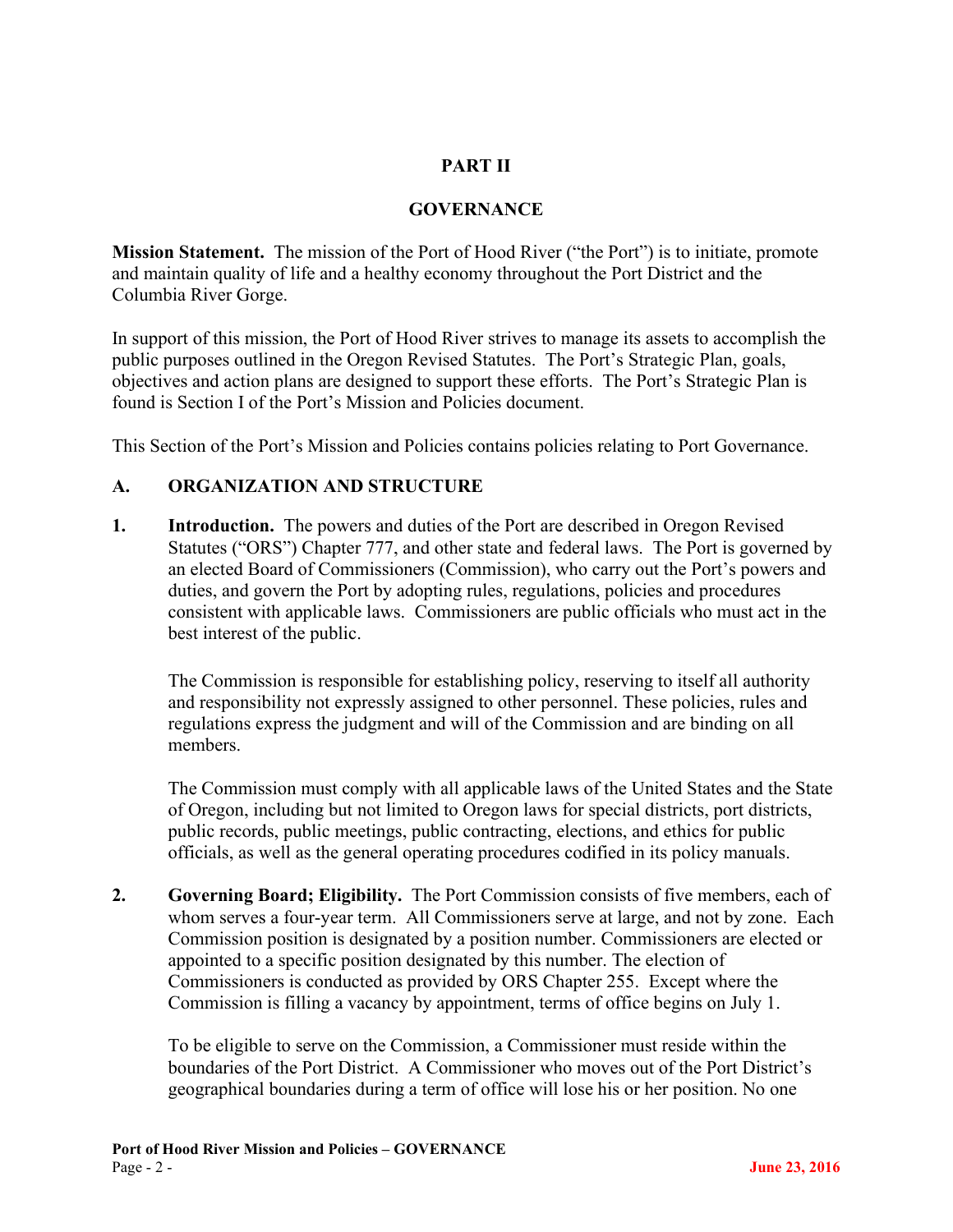# PART II

# GOVERNANCE

**Mission Statement.** The mission of the Port of Hood River ("the Port") is to initiate, promote and maintain quality of life and a healthy economy throughout the Port District and the Columbia River Gorge.

In support of this mission, the Port of Hood River strives to manage its assets to accomplish the public purposes outlined in the Oregon Revised Statutes. The Port's Strategic Plan, goals, objectives and action plans are designed to support these efforts. The Port's Strategic Plan is found is Section I of the Port's Mission and Policies document.

This Section of the Port's Mission and Policies contains policies relating to Port Governance.

## A. ORGANIZATION AND STRUCTURE

**1. Introduction.** The powers and duties of the Port are described in Oregon Revised Statutes ("ORS") Chapter 777, and other state and federal laws. The Port is governed by an elected Board of Commissioners (Commission), who carry out the Port's powers and duties, and govern the Port by adopting rules, regulations, policies and procedures consistent with applicable laws. Commissioners are public officials who must act in the best interest of the public.

The Commission is responsible for establishing policy, reserving to itself all authority and responsibility not expressly assigned to other personnel. These policies, rules and regulations express the judgment and will of the Commission and are binding on all members.

The Commission must comply with all applicable laws of the United States and the State of Oregon, including but not limited to Oregon laws for special districts, port districts, public records, public meetings, public contracting, elections, and ethics for public officials, as well as the general operating procedures codified in its policy manuals.

**2. Governing Board; Eligibility.** The Port Commission consists of five members, each of whom serves a four-year term. All Commissioners serve at large, and not by zone. Each Commission position is designated by a position number. Commissioners are elected or appointed to a specific position designated by this number. The election of Commissioners is conducted as provided by ORS Chapter 255. Except where the Commission is filling a vacancy by appointment, terms of office begins on July 1.

To be eligible to serve on the Commission, a Commissioner must reside within the boundaries of the Port District. A Commissioner who moves out of the Port District's geographical boundaries during a term of office will lose his or her position. No one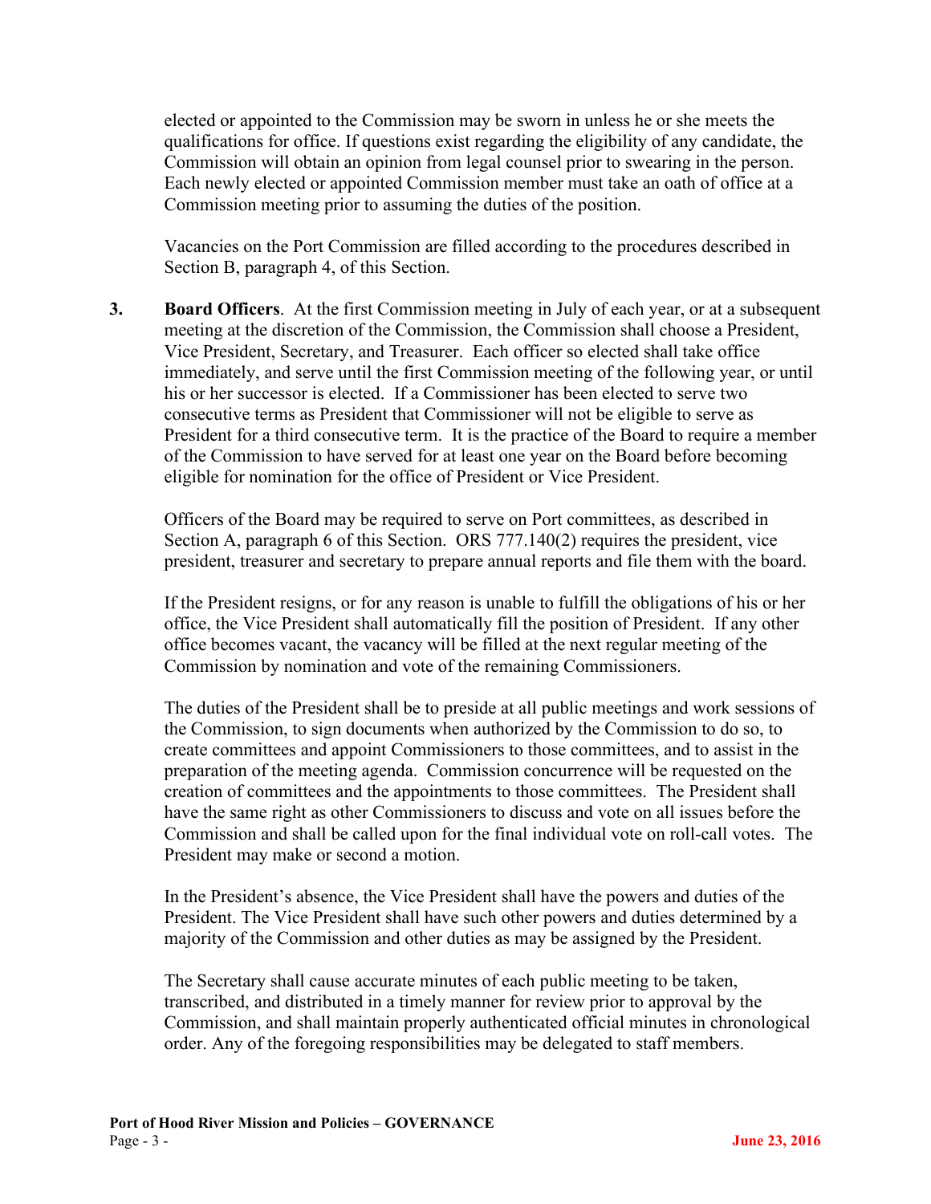elected or appointed to the Commission may be sworn in unless he or she meets the qualifications for office. If questions exist regarding the eligibility of any candidate, the Commission will obtain an opinion from legal counsel prior to swearing in the person. Each newly elected or appointed Commission member must take an oath of office at a Commission meeting prior to assuming the duties of the position.

Vacancies on the Port Commission are filled according to the procedures described in Section B, paragraph 4, of this Section.

**3. Board Officers**. At the first Commission meeting in July of each year, or at a subsequent meeting at the discretion of the Commission, the Commission shall choose a President, Vice President, Secretary, and Treasurer. Each officer so elected shall take office immediately, and serve until the first Commission meeting of the following year, or until his or her successor is elected. If a Commissioner has been elected to serve two consecutive terms as President that Commissioner will not be eligible to serve as President for a third consecutive term. It is the practice of the Board to require a member of the Commission to have served for at least one year on the Board before becoming eligible for nomination for the office of President or Vice President.

Officers of the Board may be required to serve on Port committees, as described in Section A, paragraph 6 of this Section. ORS 777.140(2) requires the president, vice president, treasurer and secretary to prepare annual reports and file them with the board.

If the President resigns, or for any reason is unable to fulfill the obligations of his or her office, the Vice President shall automatically fill the position of President. If any other office becomes vacant, the vacancy will be filled at the next regular meeting of the Commission by nomination and vote of the remaining Commissioners.

The duties of the President shall be to preside at all public meetings and work sessions of the Commission, to sign documents when authorized by the Commission to do so, to create committees and appoint Commissioners to those committees, and to assist in the preparation of the meeting agenda. Commission concurrence will be requested on the creation of committees and the appointments to those committees. The President shall have the same right as other Commissioners to discuss and vote on all issues before the Commission and shall be called upon for the final individual vote on roll-call votes. The President may make or second a motion.

In the President's absence, the Vice President shall have the powers and duties of the President. The Vice President shall have such other powers and duties determined by a majority of the Commission and other duties as may be assigned by the President.

The Secretary shall cause accurate minutes of each public meeting to be taken, transcribed, and distributed in a timely manner for review prior to approval by the Commission, and shall maintain properly authenticated official minutes in chronological order. Any of the foregoing responsibilities may be delegated to staff members.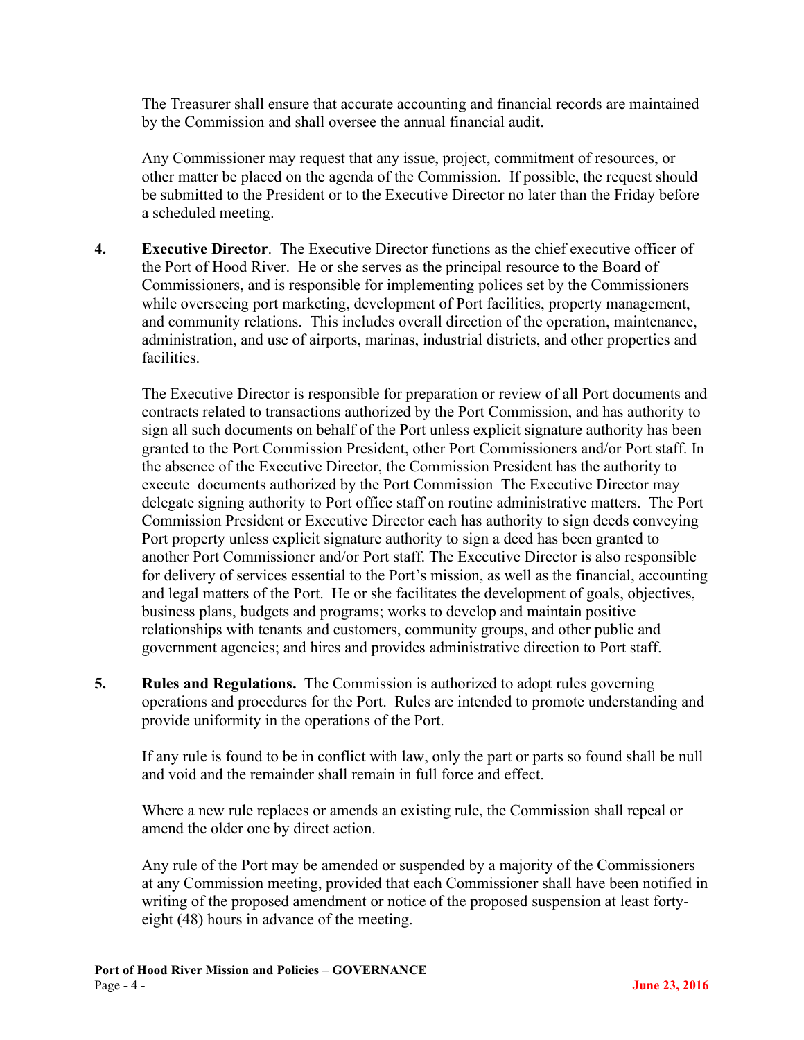The Treasurer shall ensure that accurate accounting and financial records are maintained by the Commission and shall oversee the annual financial audit.

Any Commissioner may request that any issue, project, commitment of resources, or other matter be placed on the agenda of the Commission. If possible, the request should be submitted to the President or to the Executive Director no later than the Friday before a scheduled meeting.

**4. Executive Director**. The Executive Director functions as the chief executive officer of the Port of Hood River. He or she serves as the principal resource to the Board of Commissioners, and is responsible for implementing polices set by the Commissioners while overseeing port marketing, development of Port facilities, property management, and community relations. This includes overall direction of the operation, maintenance, administration, and use of airports, marinas, industrial districts, and other properties and facilities.

The Executive Director is responsible for preparation or review of all Port documents and contracts related to transactions authorized by the Port Commission, and has authority to sign all such documents on behalf of the Port unless explicit signature authority has been granted to the Port Commission President, other Port Commissioners and/or Port staff. In the absence of the Executive Director, the Commission President has the authority to execute documents authorized by the Port Commission The Executive Director may delegate signing authority to Port office staff on routine administrative matters. The Port Commission President or Executive Director each has authority to sign deeds conveying Port property unless explicit signature authority to sign a deed has been granted to another Port Commissioner and/or Port staff. The Executive Director is also responsible for delivery of services essential to the Port's mission, as well as the financial, accounting and legal matters of the Port. He or she facilitates the development of goals, objectives, business plans, budgets and programs; works to develop and maintain positive relationships with tenants and customers, community groups, and other public and government agencies; and hires and provides administrative direction to Port staff.

**5. Rules and Regulations.** The Commission is authorized to adopt rules governing operations and procedures for the Port. Rules are intended to promote understanding and provide uniformity in the operations of the Port.

If any rule is found to be in conflict with law, only the part or parts so found shall be null and void and the remainder shall remain in full force and effect.

Where a new rule replaces or amends an existing rule, the Commission shall repeal or amend the older one by direct action.

Any rule of the Port may be amended or suspended by a majority of the Commissioners at any Commission meeting, provided that each Commissioner shall have been notified in writing of the proposed amendment or notice of the proposed suspension at least forty-eight (48) hours in advance of the meeting.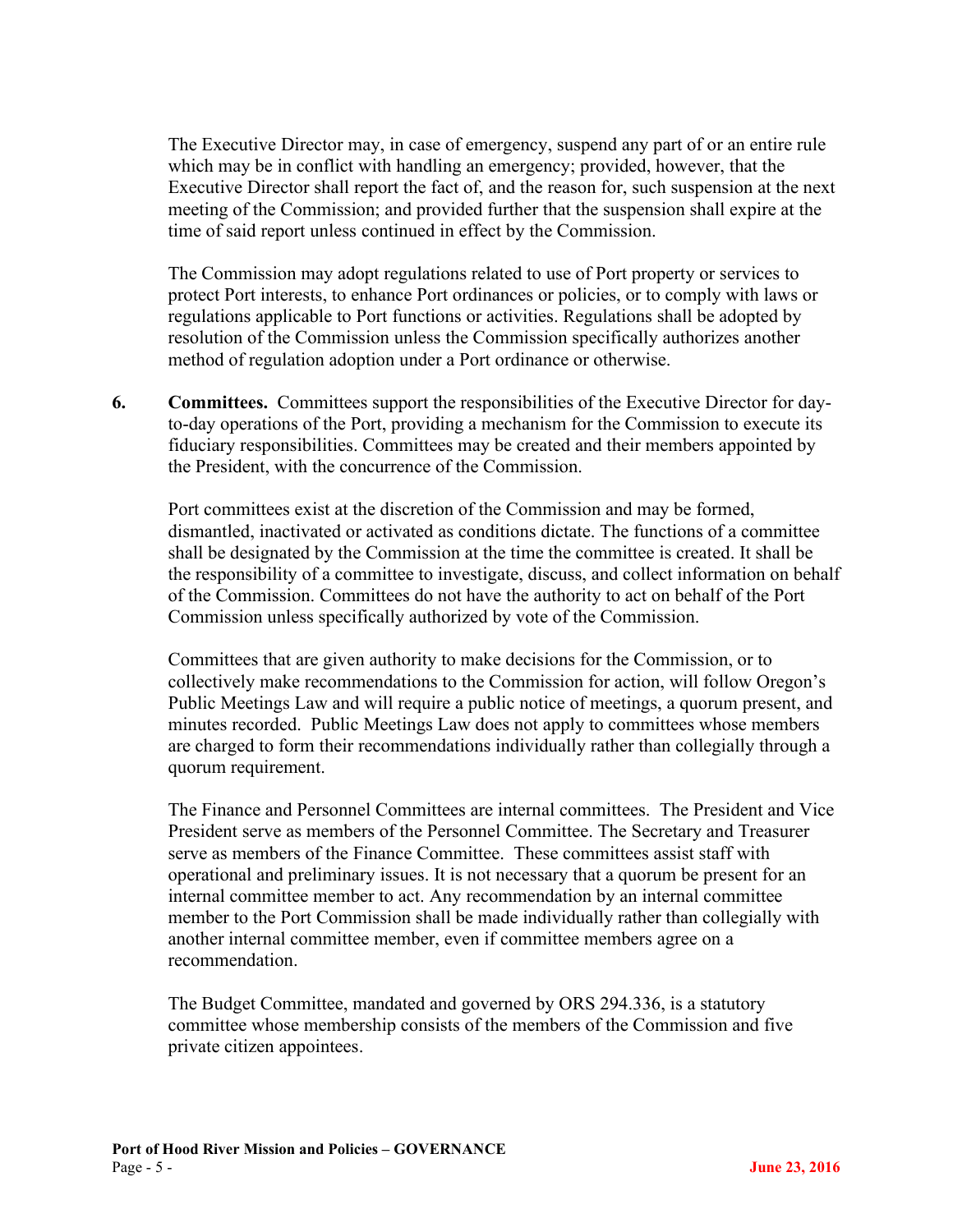The Executive Director may, in case of emergency, suspend any part of or an entire rule which may be in conflict with handling an emergency; provided, however, that the Executive Director shall report the fact of, and the reason for, such suspension at the next meeting of the Commission; and provided further that the suspension shall expire at the time of said report unless continued in effect by the Commission.

The Commission may adopt regulations related to use of Port property or services to protect Port interests, to enhance Port ordinances or policies, or to comply with laws or regulations applicable to Port functions or activities. Regulations shall be adopted by resolution of the Commission unless the Commission specifically authorizes another method of regulation adoption under a Port ordinance or otherwise.

**6. Committees.** Committees support the responsibilities of the Executive Director for day-to-day operations of the Port, providing a mechanism for the Commission to execute its fiduciary responsibilities. Committees may be created and their members appointed by the President, with the concurrence of the Commission.

Port committees exist at the discretion of the Commission and may be formed, dismantled, inactivated or activated as conditions dictate. The functions of a committee shall be designated by the Commission at the time the committee is created. It shall be the responsibility of a committee to investigate, discuss, and collect information on behalf of the Commission. Committees do not have the authority to act on behalf of the Port Commission unless specifically authorized by vote of the Commission.

Committees that are given authority to make decisions for the Commission, or to collectively make recommendations to the Commission for action, will follow Oregon's Public Meetings Law and will require a public notice of meetings, a quorum present, and minutes recorded. Public Meetings Law does not apply to committees whose members are charged to form their recommendations individually rather than collegially through a quorum requirement.

The Finance and Personnel Committees are internal committees. The President and Vice President serve as members of the Personnel Committee. The Secretary and Treasurer serve as members of the Finance Committee. These committees assist staff with operational and preliminary issues. It is not necessary that a quorum be present for an internal committee member to act. Any recommendation by an internal committee member to the Port Commission shall be made individually rather than collegially with another internal committee member, even if committee members agree on a recommendation.

The Budget Committee, mandated and governed by ORS 294.336, is a statutory committee whose membership consists of the members of the Commission and five private citizen appointees.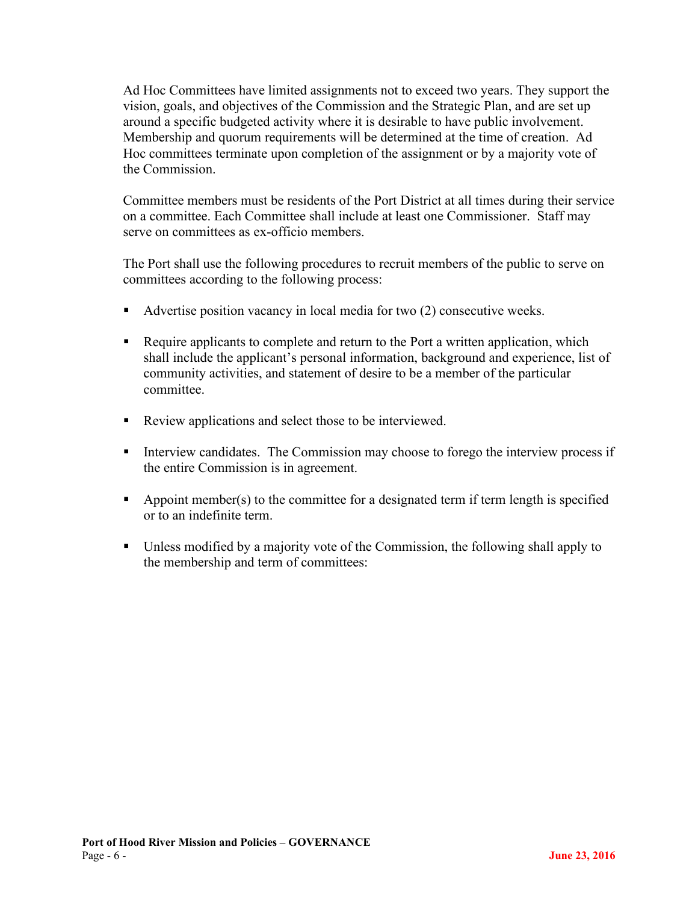Ad Hoc Committees have limited assignments not to exceed two years. They support the vision, goals, and objectives of the Commission and the Strategic Plan, and are set up around a specific budgeted activity where it is desirable to have public involvement. Membership and quorum requirements will be determined at the time of creation. Ad Hoc committees terminate upon completion of the assignment or by a majority vote of the Commission.

Committee members must be residents of the Port District at all times during their service on a committee. Each Committee shall include at least one Commissioner. Staff may serve on committees as ex-officio members.

The Port shall use the following procedures to recruit members of the public to serve on committees according to the following process:

- Advertise position vacancy in local media for two (2) consecutive weeks.
- Require applicants to complete and return to the Port a written application, which shall include the applicant's personal information, background and experience, list of community activities, and statement of desire to be a member of the particular committee.
- Review applications and select those to be interviewed.
- Interview candidates. The Commission may choose to forego the interview process if the entire Commission is in agreement.
- Appoint member(s) to the committee for a designated term if term length is specified or to an indefinite term.
- Unless modified by a majority vote of the Commission, the following shall apply to the membership and term of committees: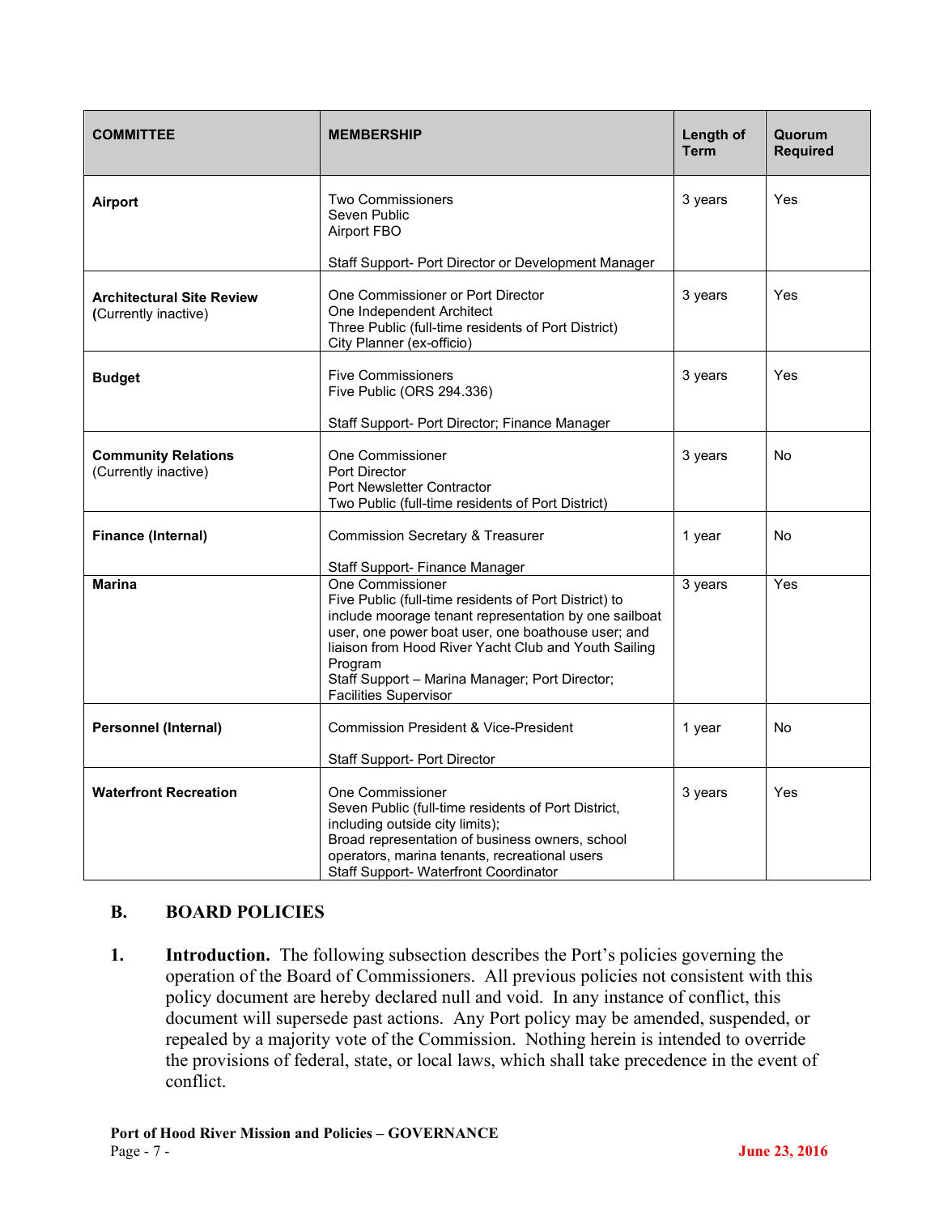| COMMITTEE | MEMBERSHIP | Length of Term | Quorum Required |
|---|---|---|---|
| **Airport** | Two Commissioners<br>Seven Public<br>Airport FBO<br><br>Staff Support- Port Director or Development Manager | 3 years | Yes |
| **Architectural Site Review** (Currently inactive) | One Commissioner or Port Director<br>One Independent Architect<br>Three Public (full-time residents of Port District)<br>City Planner (ex-officio) | 3 years | Yes |
| **Budget** | Five Commissioners<br>Five Public (ORS 294.336)<br><br>Staff Support- Port Director; Finance Manager | 3 years | Yes |
| **Community Relations** (Currently inactive) | One Commissioner<br>Port Director<br>Port Newsletter Contractor<br>Two Public (full-time residents of Port District) | 3 years | No |
| **Finance (Internal)** | Commission Secretary & Treasurer<br><br>Staff Support- Finance Manager | 1 year | No |
| **Marina** | One Commissioner<br>Five Public (full-time residents of Port District) to include moorage tenant representation by one sailboat user, one power boat user, one boathouse user; and liaison from Hood River Yacht Club and Youth Sailing Program<br>Staff Support – Marina Manager; Port Director; Facilities Supervisor | 3 years | Yes |
| **Personnel (Internal)** | Commission President & Vice-President<br><br>Staff Support- Port Director | 1 year | No |
| **Waterfront Recreation** | One Commissioner<br>Seven Public (full-time residents of Port District, including outside city limits);<br>Broad representation of business owners, school operators, marina tenants, recreational users<br>Staff Support- Waterfront Coordinator | 3 years | Yes |

## B. BOARD POLICIES

1. **Introduction.** The following subsection describes the Port's policies governing the operation of the Board of Commissioners. All previous policies not consistent with this policy document are hereby declared null and void. In any instance of conflict, this document will supersede past actions. Any Port policy may be amended, suspended, or repealed by a majority vote of the Commission. Nothing herein is intended to override the provisions of federal, state, or local laws, which shall take precedence in the event of conflict.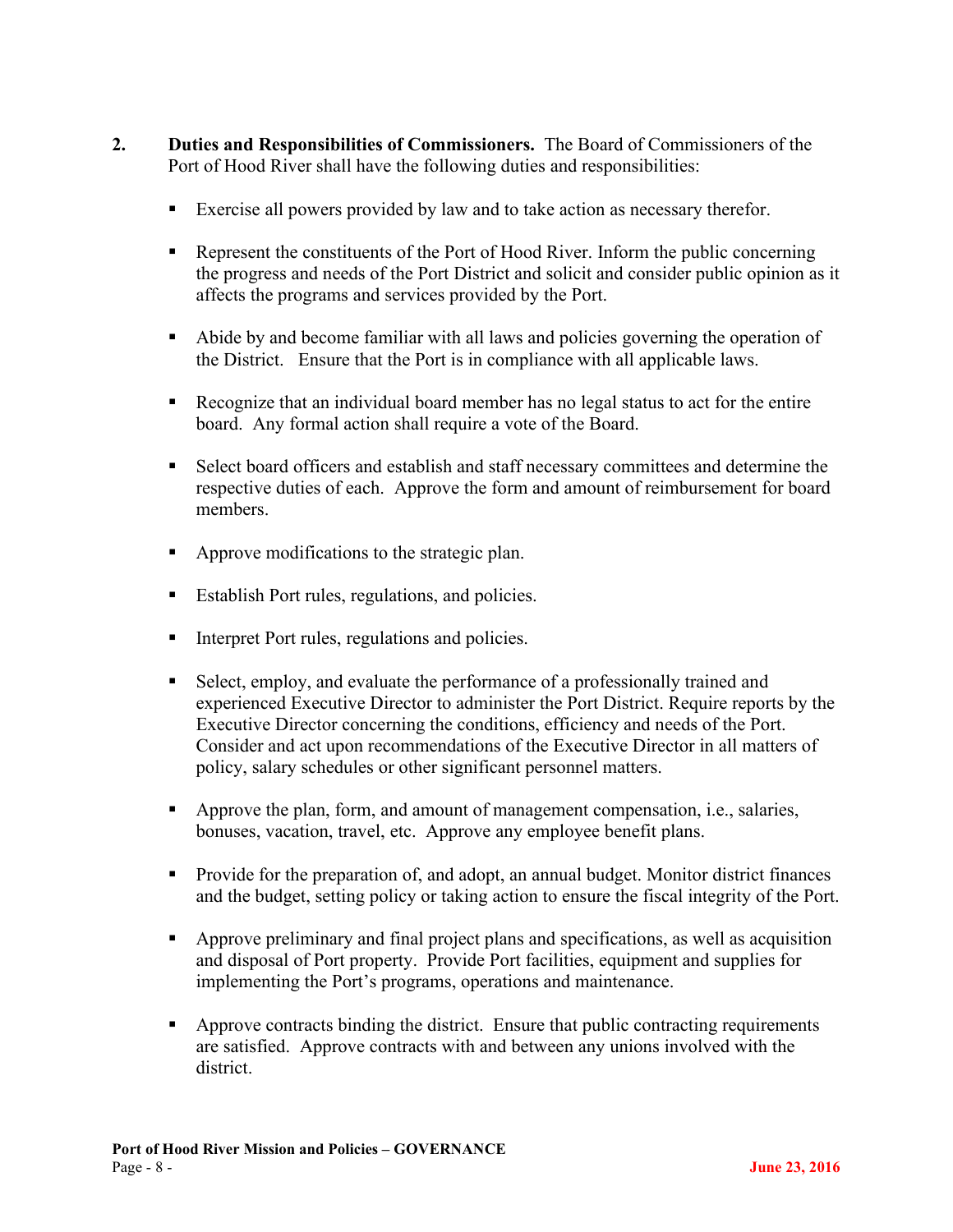2. **Duties and Responsibilities of Commissioners.** The Board of Commissioners of the Port of Hood River shall have the following duties and responsibilities:

- Exercise all powers provided by law and to take action as necessary therefor.
- Represent the constituents of the Port of Hood River. Inform the public concerning the progress and needs of the Port District and solicit and consider public opinion as it affects the programs and services provided by the Port.
- Abide by and become familiar with all laws and policies governing the operation of the District. Ensure that the Port is in compliance with all applicable laws.
- Recognize that an individual board member has no legal status to act for the entire board. Any formal action shall require a vote of the Board.
- Select board officers and establish and staff necessary committees and determine the respective duties of each. Approve the form and amount of reimbursement for board members.
- Approve modifications to the strategic plan.
- Establish Port rules, regulations, and policies.
- Interpret Port rules, regulations and policies.
- Select, employ, and evaluate the performance of a professionally trained and experienced Executive Director to administer the Port District. Require reports by the Executive Director concerning the conditions, efficiency and needs of the Port. Consider and act upon recommendations of the Executive Director in all matters of policy, salary schedules or other significant personnel matters.
- Approve the plan, form, and amount of management compensation, i.e., salaries, bonuses, vacation, travel, etc. Approve any employee benefit plans.
- Provide for the preparation of, and adopt, an annual budget. Monitor district finances and the budget, setting policy or taking action to ensure the fiscal integrity of the Port.
- Approve preliminary and final project plans and specifications, as well as acquisition and disposal of Port property. Provide Port facilities, equipment and supplies for implementing the Port's programs, operations and maintenance.
- Approve contracts binding the district. Ensure that public contracting requirements are satisfied. Approve contracts with and between any unions involved with the district.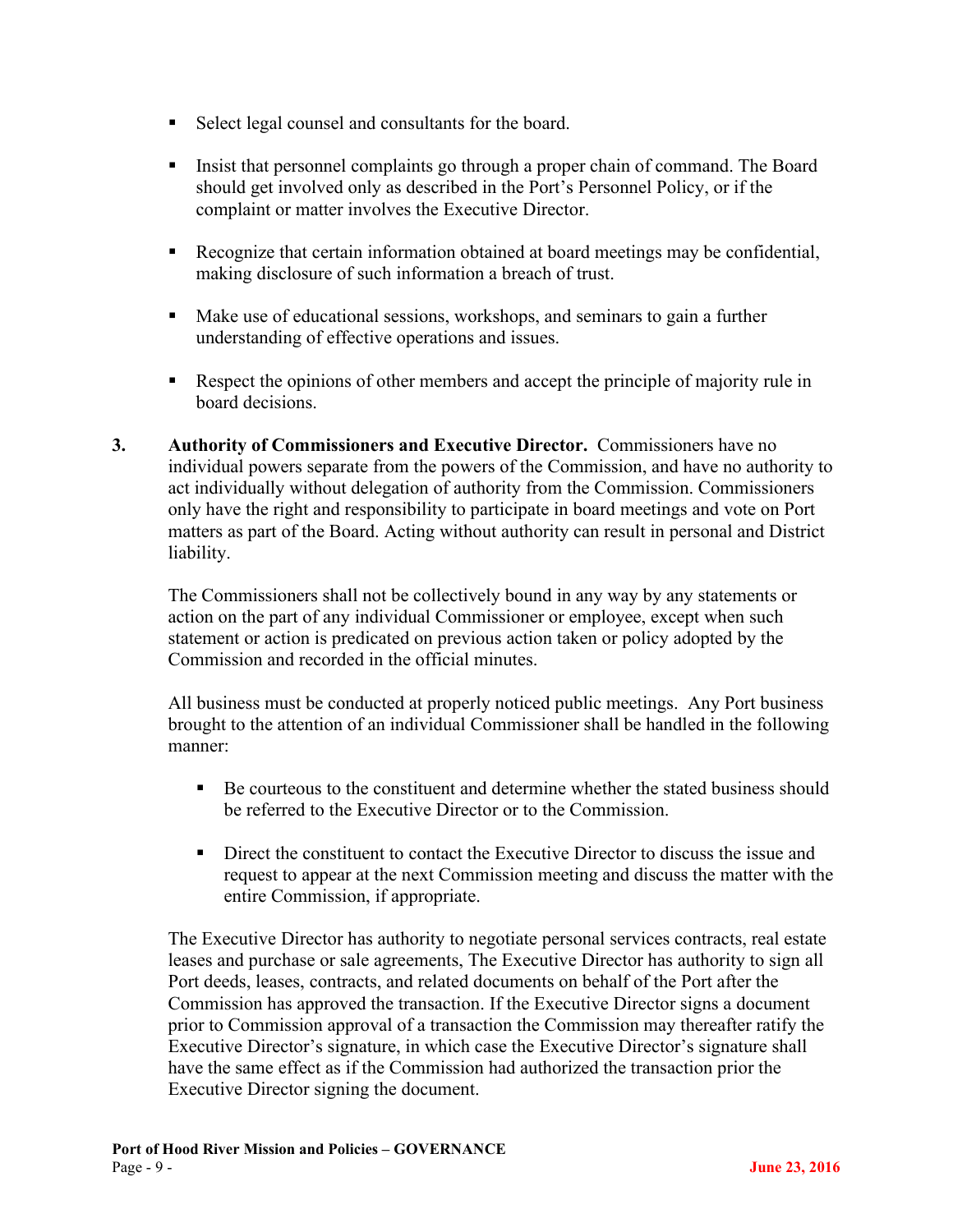- Select legal counsel and consultants for the board.
- Insist that personnel complaints go through a proper chain of command. The Board should get involved only as described in the Port's Personnel Policy, or if the complaint or matter involves the Executive Director.
- Recognize that certain information obtained at board meetings may be confidential, making disclosure of such information a breach of trust.
- Make use of educational sessions, workshops, and seminars to gain a further understanding of effective operations and issues.
- Respect the opinions of other members and accept the principle of majority rule in board decisions.

**3. Authority of Commissioners and Executive Director.** Commissioners have no individual powers separate from the powers of the Commission, and have no authority to act individually without delegation of authority from the Commission. Commissioners only have the right and responsibility to participate in board meetings and vote on Port matters as part of the Board. Acting without authority can result in personal and District liability.

The Commissioners shall not be collectively bound in any way by any statements or action on the part of any individual Commissioner or employee, except when such statement or action is predicated on previous action taken or policy adopted by the Commission and recorded in the official minutes.

All business must be conducted at properly noticed public meetings. Any Port business brought to the attention of an individual Commissioner shall be handled in the following manner:

- Be courteous to the constituent and determine whether the stated business should be referred to the Executive Director or to the Commission.
- Direct the constituent to contact the Executive Director to discuss the issue and request to appear at the next Commission meeting and discuss the matter with the entire Commission, if appropriate.

The Executive Director has authority to negotiate personal services contracts, real estate leases and purchase or sale agreements, The Executive Director has authority to sign all Port deeds, leases, contracts, and related documents on behalf of the Port after the Commission has approved the transaction. If the Executive Director signs a document prior to Commission approval of a transaction the Commission may thereafter ratify the Executive Director's signature, in which case the Executive Director's signature shall have the same effect as if the Commission had authorized the transaction prior the Executive Director signing the document.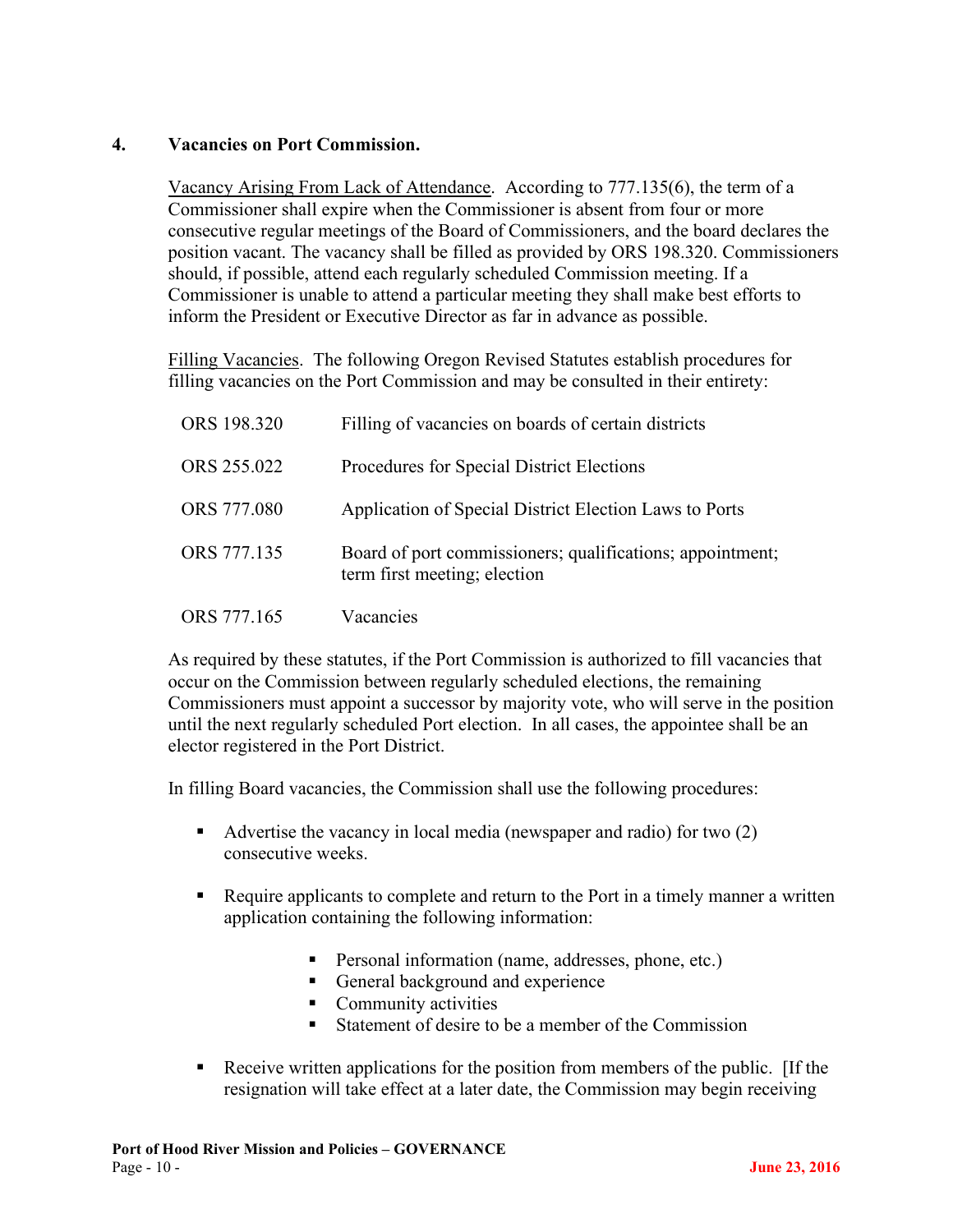## 4. Vacancies on Port Commission.

Vacancy Arising From Lack of Attendance. According to 777.135(6), the term of a Commissioner shall expire when the Commissioner is absent from four or more consecutive regular meetings of the Board of Commissioners, and the board declares the position vacant. The vacancy shall be filled as provided by ORS 198.320. Commissioners should, if possible, attend each regularly scheduled Commission meeting. If a Commissioner is unable to attend a particular meeting they shall make best efforts to inform the President or Executive Director as far in advance as possible.

Filling Vacancies. The following Oregon Revised Statutes establish procedures for filling vacancies on the Port Commission and may be consulted in their entirety:

| | |
|---|---|
| ORS 198.320 | Filling of vacancies on boards of certain districts |
| ORS 255.022 | Procedures for Special District Elections |
| ORS 777.080 | Application of Special District Election Laws to Ports |
| ORS 777.135 | Board of port commissioners; qualifications; appointment; term first meeting; election |
| ORS 777.165 | Vacancies |

As required by these statutes, if the Port Commission is authorized to fill vacancies that occur on the Commission between regularly scheduled elections, the remaining Commissioners must appoint a successor by majority vote, who will serve in the position until the next regularly scheduled Port election. In all cases, the appointee shall be an elector registered in the Port District.

In filling Board vacancies, the Commission shall use the following procedures:

- Advertise the vacancy in local media (newspaper and radio) for two (2) consecutive weeks.
- Require applicants to complete and return to the Port in a timely manner a written application containing the following information:
  - Personal information (name, addresses, phone, etc.)
  - General background and experience
  - Community activities
  - Statement of desire to be a member of the Commission
- Receive written applications for the position from members of the public. [If the resignation will take effect at a later date, the Commission may begin receiving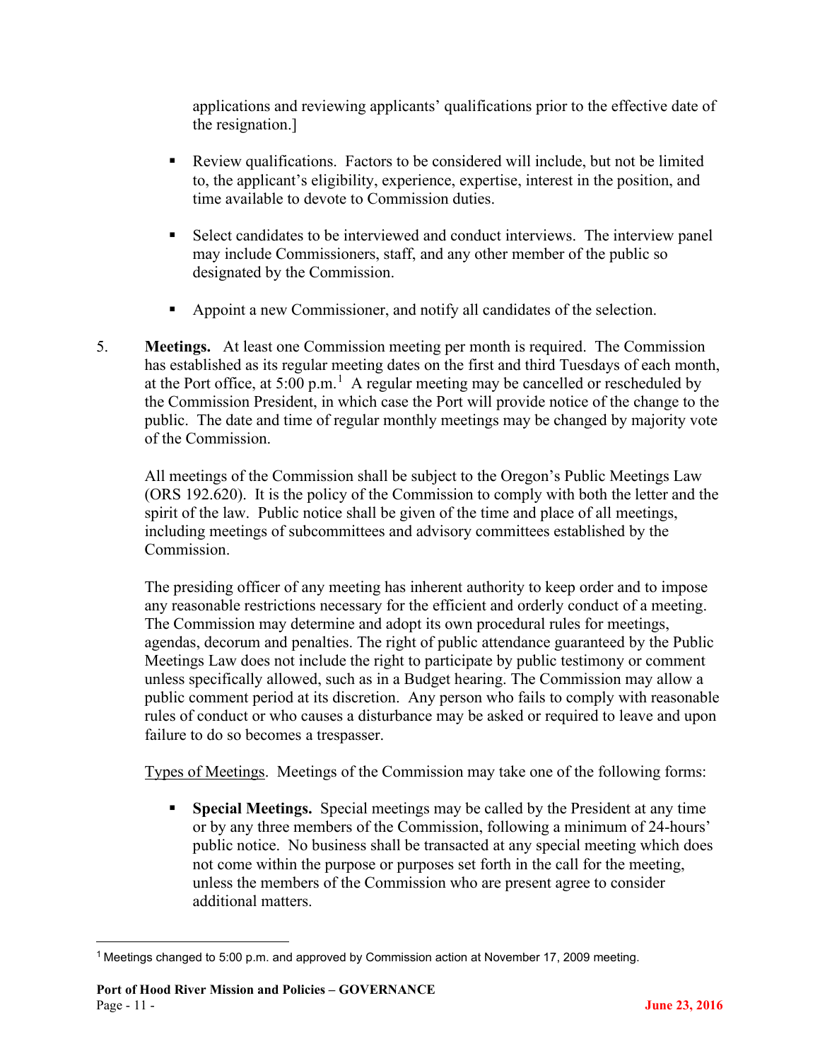applications and reviewing applicants' qualifications prior to the effective date of the resignation.]

- Review qualifications. Factors to be considered will include, but not be limited to, the applicant's eligibility, experience, expertise, interest in the position, and time available to devote to Commission duties.

- Select candidates to be interviewed and conduct interviews. The interview panel may include Commissioners, staff, and any other member of the public so designated by the Commission.

- Appoint a new Commissioner, and notify all candidates of the selection.

5. **Meetings.** At least one Commission meeting per month is required. The Commission has established as its regular meeting dates on the first and third Tuesdays of each month, at the Port office, at 5:00 p.m.[1] A regular meeting may be cancelled or rescheduled by the Commission President, in which case the Port will provide notice of the change to the public. The date and time of regular monthly meetings may be changed by majority vote of the Commission.

   All meetings of the Commission shall be subject to the Oregon's Public Meetings Law (ORS 192.620). It is the policy of the Commission to comply with both the letter and the spirit of the law. Public notice shall be given of the time and place of all meetings, including meetings of subcommittees and advisory committees established by the Commission.

   The presiding officer of any meeting has inherent authority to keep order and to impose any reasonable restrictions necessary for the efficient and orderly conduct of a meeting. The Commission may determine and adopt its own procedural rules for meetings, agendas, decorum and penalties. The right of public attendance guaranteed by the Public Meetings Law does not include the right to participate by public testimony or comment unless specifically allowed, such as in a Budget hearing. The Commission may allow a public comment period at its discretion. Any person who fails to comply with reasonable rules of conduct or who causes a disturbance may be asked or required to leave and upon failure to do so becomes a trespasser.

   Types of Meetings. Meetings of the Commission may take one of the following forms:

   - **Special Meetings.** Special meetings may be called by the President at any time or by any three members of the Commission, following a minimum of 24-hours' public notice. No business shall be transacted at any special meeting which does not come within the purpose or purposes set forth in the call for the meeting, unless the members of the Commission who are present agree to consider additional matters.

---

[1] Meetings changed to 5:00 p.m. and approved by Commission action at November 17, 2009 meeting.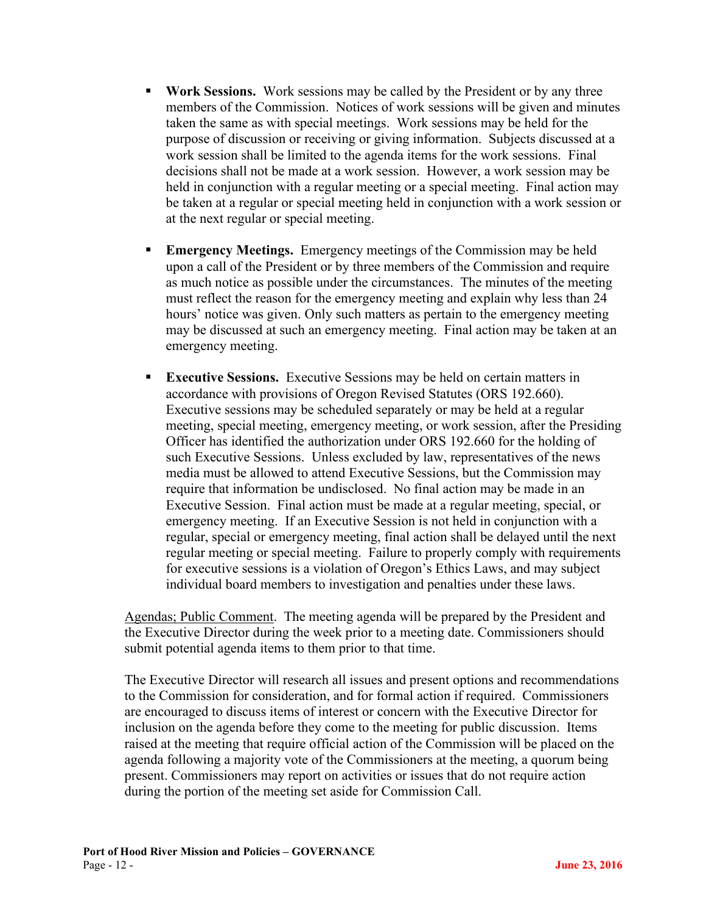- **Work Sessions.** Work sessions may be called by the President or by any three members of the Commission. Notices of work sessions will be given and minutes taken the same as with special meetings. Work sessions may be held for the purpose of discussion or receiving or giving information. Subjects discussed at a work session shall be limited to the agenda items for the work sessions. Final decisions shall not be made at a work session. However, a work session may be held in conjunction with a regular meeting or a special meeting. Final action may be taken at a regular or special meeting held in conjunction with a work session or at the next regular or special meeting.

- **Emergency Meetings.** Emergency meetings of the Commission may be held upon a call of the President or by three members of the Commission and require as much notice as possible under the circumstances. The minutes of the meeting must reflect the reason for the emergency meeting and explain why less than 24 hours' notice was given. Only such matters as pertain to the emergency meeting may be discussed at such an emergency meeting. Final action may be taken at an emergency meeting.

- **Executive Sessions.** Executive Sessions may be held on certain matters in accordance with provisions of Oregon Revised Statutes (ORS 192.660). Executive sessions may be scheduled separately or may be held at a regular meeting, special meeting, emergency meeting, or work session, after the Presiding Officer has identified the authorization under ORS 192.660 for the holding of such Executive Sessions. Unless excluded by law, representatives of the news media must be allowed to attend Executive Sessions, but the Commission may require that information be undisclosed. No final action may be made in an Executive Session. Final action must be made at a regular meeting, special, or emergency meeting. If an Executive Session is not held in conjunction with a regular, special or emergency meeting, final action shall be delayed until the next regular meeting or special meeting. Failure to properly comply with requirements for executive sessions is a violation of Oregon's Ethics Laws, and may subject individual board members to investigation and penalties under these laws.

<u>Agendas; Public Comment</u>. The meeting agenda will be prepared by the President and the Executive Director during the week prior to a meeting date. Commissioners should submit potential agenda items to them prior to that time.

The Executive Director will research all issues and present options and recommendations to the Commission for consideration, and for formal action if required. Commissioners are encouraged to discuss items of interest or concern with the Executive Director for inclusion on the agenda before they come to the meeting for public discussion. Items raised at the meeting that require official action of the Commission will be placed on the agenda following a majority vote of the Commissioners at the meeting, a quorum being present. Commissioners may report on activities or issues that do not require action during the portion of the meeting set aside for Commission Call.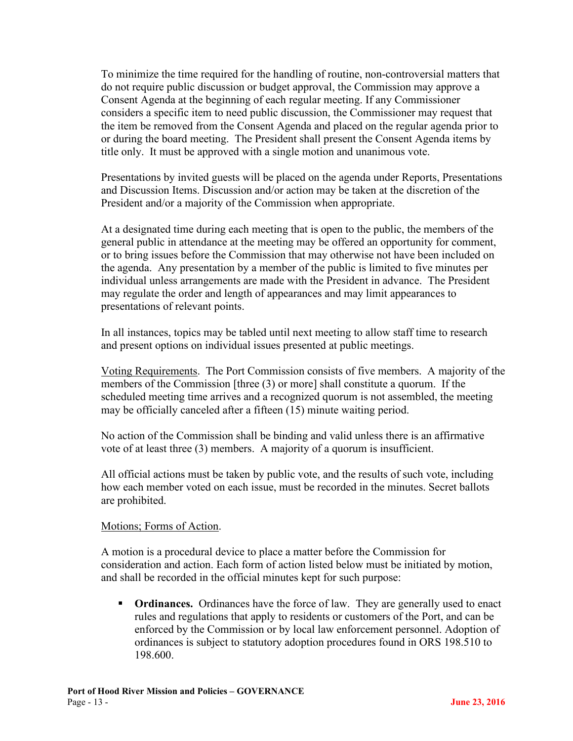To minimize the time required for the handling of routine, non-controversial matters that do not require public discussion or budget approval, the Commission may approve a Consent Agenda at the beginning of each regular meeting. If any Commissioner considers a specific item to need public discussion, the Commissioner may request that the item be removed from the Consent Agenda and placed on the regular agenda prior to or during the board meeting. The President shall present the Consent Agenda items by title only. It must be approved with a single motion and unanimous vote.

Presentations by invited guests will be placed on the agenda under Reports, Presentations and Discussion Items. Discussion and/or action may be taken at the discretion of the President and/or a majority of the Commission when appropriate.

At a designated time during each meeting that is open to the public, the members of the general public in attendance at the meeting may be offered an opportunity for comment, or to bring issues before the Commission that may otherwise not have been included on the agenda. Any presentation by a member of the public is limited to five minutes per individual unless arrangements are made with the President in advance. The President may regulate the order and length of appearances and may limit appearances to presentations of relevant points.

In all instances, topics may be tabled until next meeting to allow staff time to research and present options on individual issues presented at public meetings.

Voting Requirements. The Port Commission consists of five members. A majority of the members of the Commission [three (3) or more] shall constitute a quorum. If the scheduled meeting time arrives and a recognized quorum is not assembled, the meeting may be officially canceled after a fifteen (15) minute waiting period.

No action of the Commission shall be binding and valid unless there is an affirmative vote of at least three (3) members. A majority of a quorum is insufficient.

All official actions must be taken by public vote, and the results of such vote, including how each member voted on each issue, must be recorded in the minutes. Secret ballots are prohibited.

Motions; Forms of Action.

A motion is a procedural device to place a matter before the Commission for consideration and action. Each form of action listed below must be initiated by motion, and shall be recorded in the official minutes kept for such purpose:

- **Ordinances.** Ordinances have the force of law. They are generally used to enact rules and regulations that apply to residents or customers of the Port, and can be enforced by the Commission or by local law enforcement personnel. Adoption of ordinances is subject to statutory adoption procedures found in ORS 198.510 to 198.600.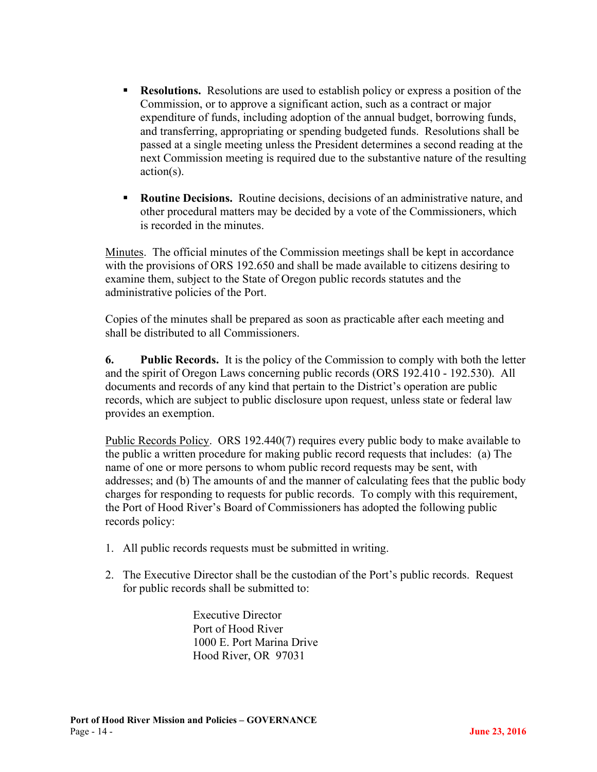- **Resolutions.** Resolutions are used to establish policy or express a position of the Commission, or to approve a significant action, such as a contract or major expenditure of funds, including adoption of the annual budget, borrowing funds, and transferring, appropriating or spending budgeted funds. Resolutions shall be passed at a single meeting unless the President determines a second reading at the next Commission meeting is required due to the substantive nature of the resulting action(s).

- **Routine Decisions.** Routine decisions, decisions of an administrative nature, and other procedural matters may be decided by a vote of the Commissioners, which is recorded in the minutes.

<u>Minutes</u>. The official minutes of the Commission meetings shall be kept in accordance with the provisions of ORS 192.650 and shall be made available to citizens desiring to examine them, subject to the State of Oregon public records statutes and the administrative policies of the Port.

Copies of the minutes shall be prepared as soon as practicable after each meeting and shall be distributed to all Commissioners.

**6. Public Records.** It is the policy of the Commission to comply with both the letter and the spirit of Oregon Laws concerning public records (ORS 192.410 - 192.530). All documents and records of any kind that pertain to the District's operation are public records, which are subject to public disclosure upon request, unless state or federal law provides an exemption.

<u>Public Records Policy</u>. ORS 192.440(7) requires every public body to make available to the public a written procedure for making public record requests that includes: (a) The name of one or more persons to whom public record requests may be sent, with addresses; and (b) The amounts of and the manner of calculating fees that the public body charges for responding to requests for public records. To comply with this requirement, the Port of Hood River's Board of Commissioners has adopted the following public records policy:

1. All public records requests must be submitted in writing.

2. The Executive Director shall be the custodian of the Port's public records. Request for public records shall be submitted to:

   Executive Director  
   Port of Hood River  
   1000 E. Port Marina Drive  
   Hood River, OR 97031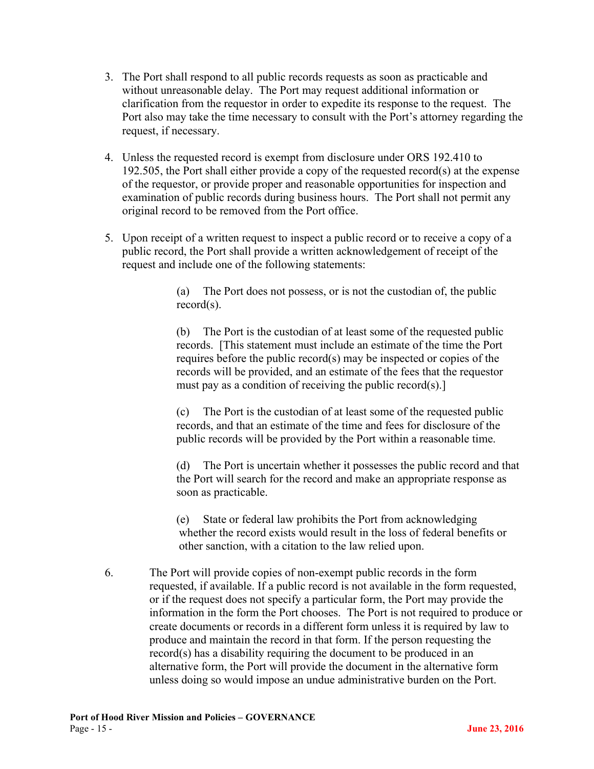3. The Port shall respond to all public records requests as soon as practicable and without unreasonable delay. The Port may request additional information or clarification from the requestor in order to expedite its response to the request. The Port also may take the time necessary to consult with the Port's attorney regarding the request, if necessary.

4. Unless the requested record is exempt from disclosure under ORS 192.410 to 192.505, the Port shall either provide a copy of the requested record(s) at the expense of the requestor, or provide proper and reasonable opportunities for inspection and examination of public records during business hours. The Port shall not permit any original record to be removed from the Port office.

5. Upon receipt of a written request to inspect a public record or to receive a copy of a public record, the Port shall provide a written acknowledgement of receipt of the request and include one of the following statements:

   (a) The Port does not possess, or is not the custodian of, the public record(s).

   (b) The Port is the custodian of at least some of the requested public records. [This statement must include an estimate of the time the Port requires before the public record(s) may be inspected or copies of the records will be provided, and an estimate of the fees that the requestor must pay as a condition of receiving the public record(s).]

   (c) The Port is the custodian of at least some of the requested public records, and that an estimate of the time and fees for disclosure of the public records will be provided by the Port within a reasonable time.

   (d) The Port is uncertain whether it possesses the public record and that the Port will search for the record and make an appropriate response as soon as practicable.

   (e) State or federal law prohibits the Port from acknowledging whether the record exists would result in the loss of federal benefits or other sanction, with a citation to the law relied upon.

6. The Port will provide copies of non-exempt public records in the form requested, if available. If a public record is not available in the form requested, or if the request does not specify a particular form, the Port may provide the information in the form the Port chooses. The Port is not required to produce or create documents or records in a different form unless it is required by law to produce and maintain the record in that form. If the person requesting the record(s) has a disability requiring the document to be produced in an alternative form, the Port will provide the document in the alternative form unless doing so would impose an undue administrative burden on the Port.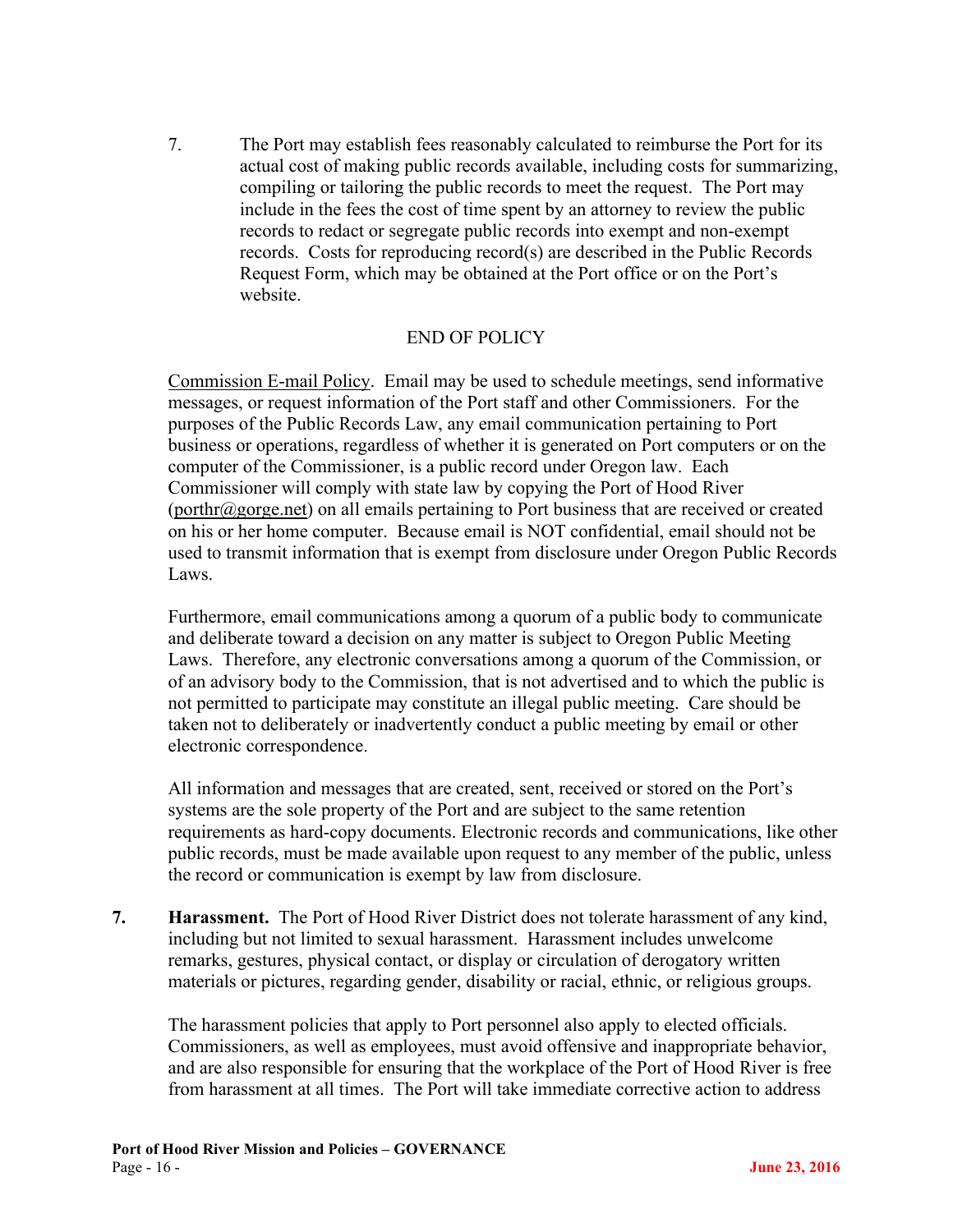7. The Port may establish fees reasonably calculated to reimburse the Port for its actual cost of making public records available, including costs for summarizing, compiling or tailoring the public records to meet the request. The Port may include in the fees the cost of time spent by an attorney to review the public records to redact or segregate public records into exempt and non-exempt records. Costs for reproducing record(s) are described in the Public Records Request Form, which may be obtained at the Port office or on the Port's website.

END OF POLICY

<u>Commission E-mail Policy</u>. Email may be used to schedule meetings, send informative messages, or request information of the Port staff and other Commissioners. For the purposes of the Public Records Law, any email communication pertaining to Port business or operations, regardless of whether it is generated on Port computers or on the computer of the Commissioner, is a public record under Oregon law. Each Commissioner will comply with state law by copying the Port of Hood River (porthr@gorge.net) on all emails pertaining to Port business that are received or created on his or her home computer. Because email is NOT confidential, email should not be used to transmit information that is exempt from disclosure under Oregon Public Records Laws.

Furthermore, email communications among a quorum of a public body to communicate and deliberate toward a decision on any matter is subject to Oregon Public Meeting Laws. Therefore, any electronic conversations among a quorum of the Commission, or of an advisory body to the Commission, that is not advertised and to which the public is not permitted to participate may constitute an illegal public meeting. Care should be taken not to deliberately or inadvertently conduct a public meeting by email or other electronic correspondence.

All information and messages that are created, sent, received or stored on the Port's systems are the sole property of the Port and are subject to the same retention requirements as hard-copy documents. Electronic records and communications, like other public records, must be made available upon request to any member of the public, unless the record or communication is exempt by law from disclosure.

**7. Harassment.** The Port of Hood River District does not tolerate harassment of any kind, including but not limited to sexual harassment. Harassment includes unwelcome remarks, gestures, physical contact, or display or circulation of derogatory written materials or pictures, regarding gender, disability or racial, ethnic, or religious groups.

The harassment policies that apply to Port personnel also apply to elected officials. Commissioners, as well as employees, must avoid offensive and inappropriate behavior, and are also responsible for ensuring that the workplace of the Port of Hood River is free from harassment at all times. The Port will take immediate corrective action to address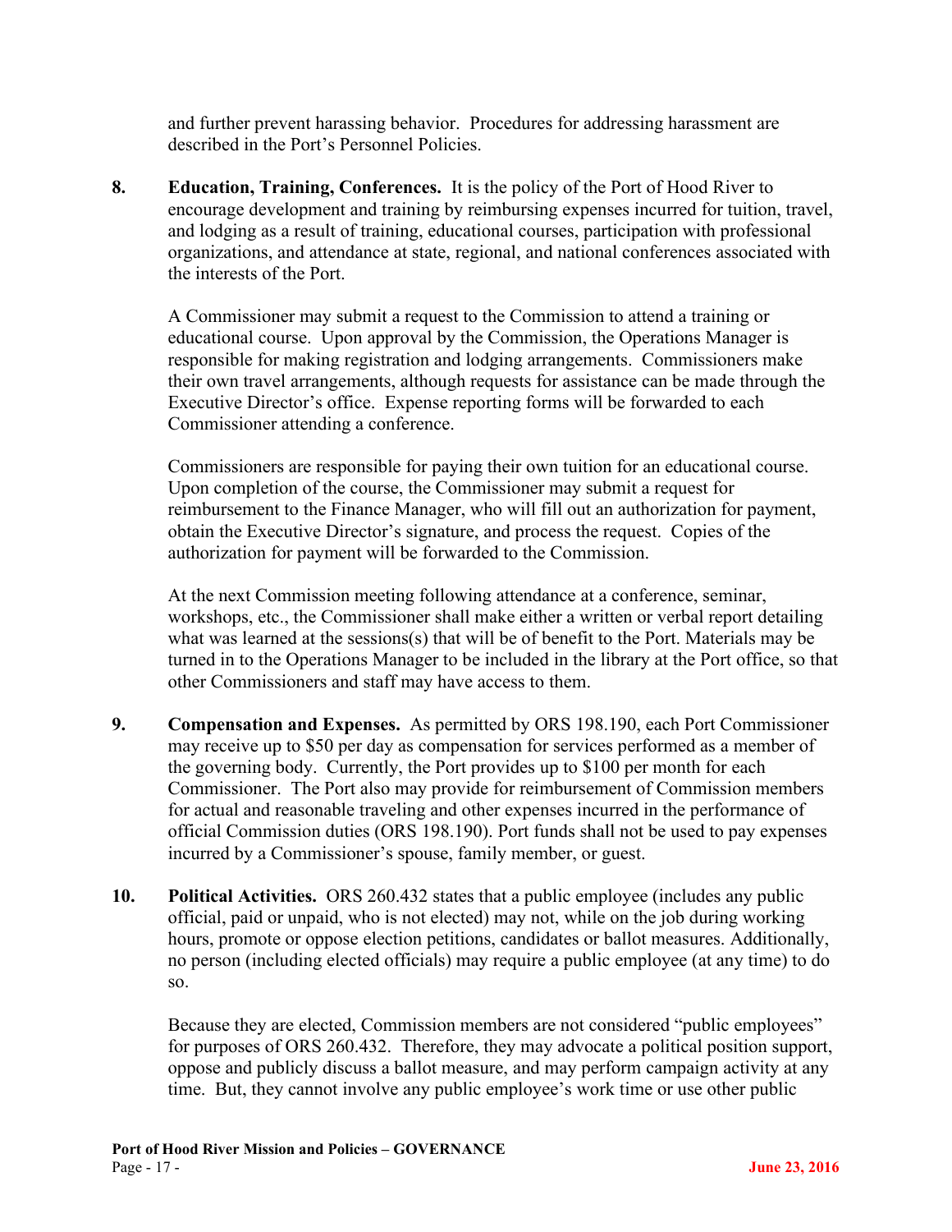and further prevent harassing behavior. Procedures for addressing harassment are described in the Port's Personnel Policies.

8. **Education, Training, Conferences.** It is the policy of the Port of Hood River to encourage development and training by reimbursing expenses incurred for tuition, travel, and lodging as a result of training, educational courses, participation with professional organizations, and attendance at state, regional, and national conferences associated with the interests of the Port.

   A Commissioner may submit a request to the Commission to attend a training or educational course. Upon approval by the Commission, the Operations Manager is responsible for making registration and lodging arrangements. Commissioners make their own travel arrangements, although requests for assistance can be made through the Executive Director's office. Expense reporting forms will be forwarded to each Commissioner attending a conference.

   Commissioners are responsible for paying their own tuition for an educational course. Upon completion of the course, the Commissioner may submit a request for reimbursement to the Finance Manager, who will fill out an authorization for payment, obtain the Executive Director's signature, and process the request. Copies of the authorization for payment will be forwarded to the Commission.

   At the next Commission meeting following attendance at a conference, seminar, workshops, etc., the Commissioner shall make either a written or verbal report detailing what was learned at the sessions(s) that will be of benefit to the Port. Materials may be turned in to the Operations Manager to be included in the library at the Port office, so that other Commissioners and staff may have access to them.

9. **Compensation and Expenses.** As permitted by ORS 198.190, each Port Commissioner may receive up to $50 per day as compensation for services performed as a member of the governing body. Currently, the Port provides up to $100 per month for each Commissioner. The Port also may provide for reimbursement of Commission members for actual and reasonable traveling and other expenses incurred in the performance of official Commission duties (ORS 198.190). Port funds shall not be used to pay expenses incurred by a Commissioner's spouse, family member, or guest.

10. **Political Activities.** ORS 260.432 states that a public employee (includes any public official, paid or unpaid, who is not elected) may not, while on the job during working hours, promote or oppose election petitions, candidates or ballot measures. Additionally, no person (including elected officials) may require a public employee (at any time) to do so.

    Because they are elected, Commission members are not considered "public employees" for purposes of ORS 260.432. Therefore, they may advocate a political position support, oppose and publicly discuss a ballot measure, and may perform campaign activity at any time. But, they cannot involve any public employee's work time or use other public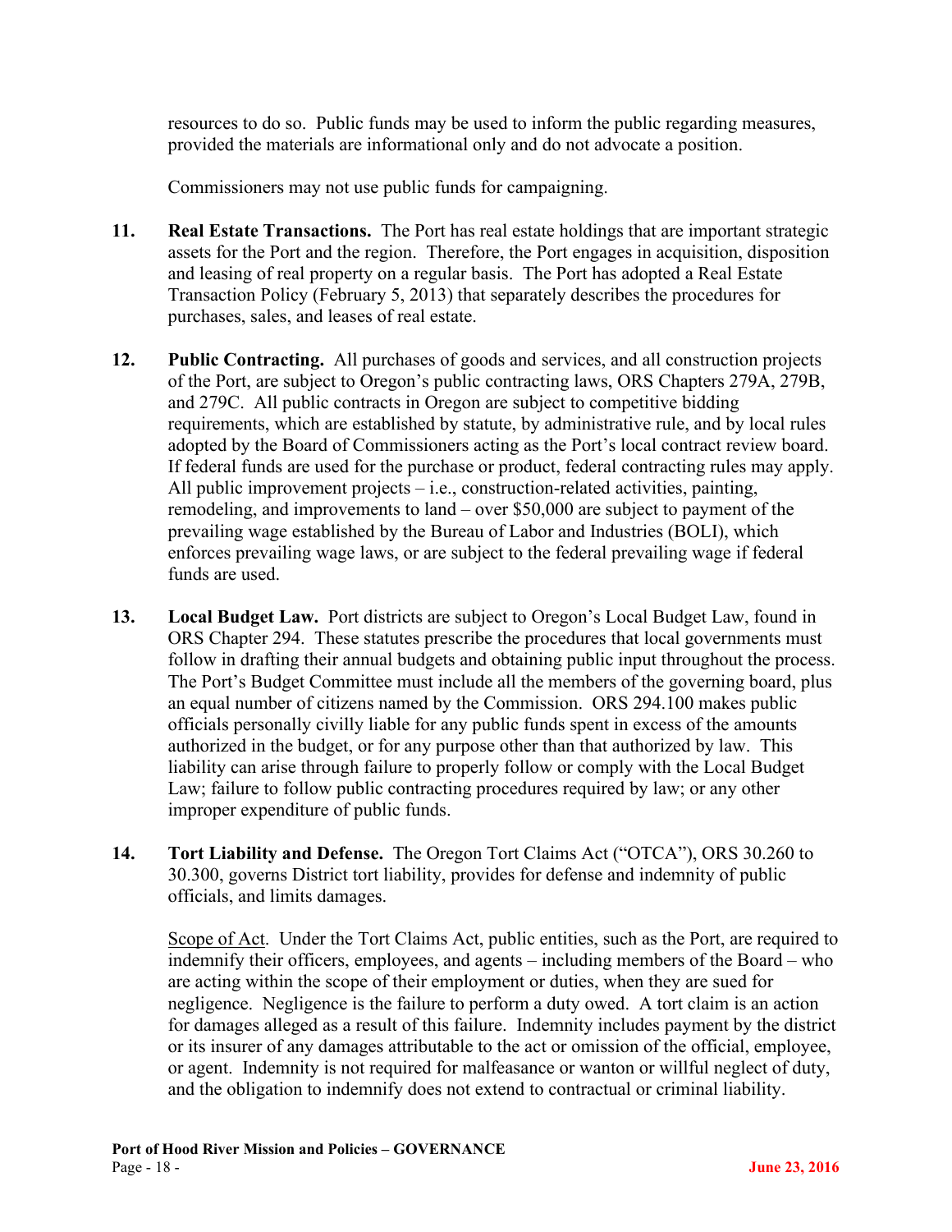resources to do so. Public funds may be used to inform the public regarding measures, provided the materials are informational only and do not advocate a position.

Commissioners may not use public funds for campaigning.

11. **Real Estate Transactions.** The Port has real estate holdings that are important strategic assets for the Port and the region. Therefore, the Port engages in acquisition, disposition and leasing of real property on a regular basis. The Port has adopted a Real Estate Transaction Policy (February 5, 2013) that separately describes the procedures for purchases, sales, and leases of real estate.

12. **Public Contracting.** All purchases of goods and services, and all construction projects of the Port, are subject to Oregon's public contracting laws, ORS Chapters 279A, 279B, and 279C. All public contracts in Oregon are subject to competitive bidding requirements, which are established by statute, by administrative rule, and by local rules adopted by the Board of Commissioners acting as the Port's local contract review board. If federal funds are used for the purchase or product, federal contracting rules may apply. All public improvement projects – i.e., construction-related activities, painting, remodeling, and improvements to land – over $50,000 are subject to payment of the prevailing wage established by the Bureau of Labor and Industries (BOLI), which enforces prevailing wage laws, or are subject to the federal prevailing wage if federal funds are used.

13. **Local Budget Law.** Port districts are subject to Oregon's Local Budget Law, found in ORS Chapter 294. These statutes prescribe the procedures that local governments must follow in drafting their annual budgets and obtaining public input throughout the process. The Port's Budget Committee must include all the members of the governing board, plus an equal number of citizens named by the Commission. ORS 294.100 makes public officials personally civilly liable for any public funds spent in excess of the amounts authorized in the budget, or for any purpose other than that authorized by law. This liability can arise through failure to properly follow or comply with the Local Budget Law; failure to follow public contracting procedures required by law; or any other improper expenditure of public funds.

14. **Tort Liability and Defense.** The Oregon Tort Claims Act ("OTCA"), ORS 30.260 to 30.300, governs District tort liability, provides for defense and indemnity of public officials, and limits damages.

    <u>Scope of Act</u>. Under the Tort Claims Act, public entities, such as the Port, are required to indemnify their officers, employees, and agents – including members of the Board – who are acting within the scope of their employment or duties, when they are sued for negligence. Negligence is the failure to perform a duty owed. A tort claim is an action for damages alleged as a result of this failure. Indemnity includes payment by the district or its insurer of any damages attributable to the act or omission of the official, employee, or agent. Indemnity is not required for malfeasance or wanton or willful neglect of duty, and the obligation to indemnify does not extend to contractual or criminal liability.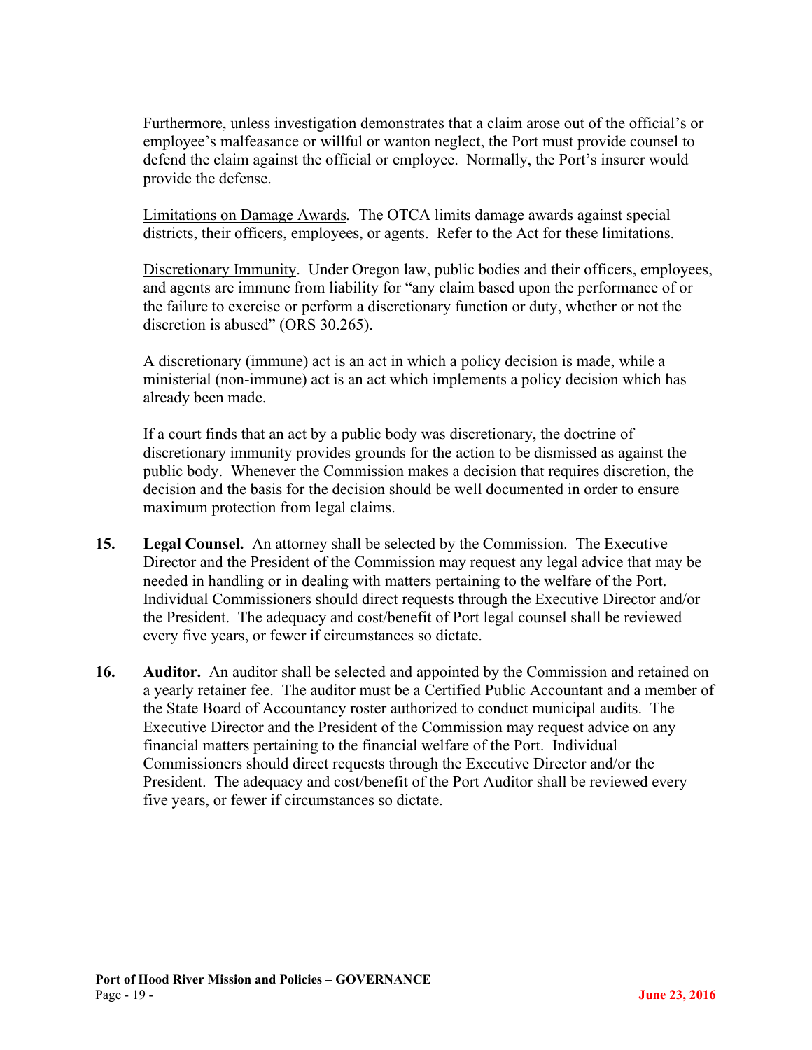Furthermore, unless investigation demonstrates that a claim arose out of the official's or employee's malfeasance or willful or wanton neglect, the Port must provide counsel to defend the claim against the official or employee. Normally, the Port's insurer would provide the defense.

<u>Limitations on Damage Awards</u>*.* The OTCA limits damage awards against special districts, their officers, employees, or agents. Refer to the Act for these limitations.

<u>Discretionary Immunity</u>. Under Oregon law, public bodies and their officers, employees, and agents are immune from liability for "any claim based upon the performance of or the failure to exercise or perform a discretionary function or duty, whether or not the discretion is abused" (ORS 30.265).

A discretionary (immune) act is an act in which a policy decision is made, while a ministerial (non-immune) act is an act which implements a policy decision which has already been made.

If a court finds that an act by a public body was discretionary, the doctrine of discretionary immunity provides grounds for the action to be dismissed as against the public body. Whenever the Commission makes a decision that requires discretion, the decision and the basis for the decision should be well documented in order to ensure maximum protection from legal claims.

**15. Legal Counsel.** An attorney shall be selected by the Commission. The Executive Director and the President of the Commission may request any legal advice that may be needed in handling or in dealing with matters pertaining to the welfare of the Port. Individual Commissioners should direct requests through the Executive Director and/or the President. The adequacy and cost/benefit of Port legal counsel shall be reviewed every five years, or fewer if circumstances so dictate.

**16. Auditor.** An auditor shall be selected and appointed by the Commission and retained on a yearly retainer fee. The auditor must be a Certified Public Accountant and a member of the State Board of Accountancy roster authorized to conduct municipal audits. The Executive Director and the President of the Commission may request advice on any financial matters pertaining to the financial welfare of the Port. Individual Commissioners should direct requests through the Executive Director and/or the President. The adequacy and cost/benefit of the Port Auditor shall be reviewed every five years, or fewer if circumstances so dictate.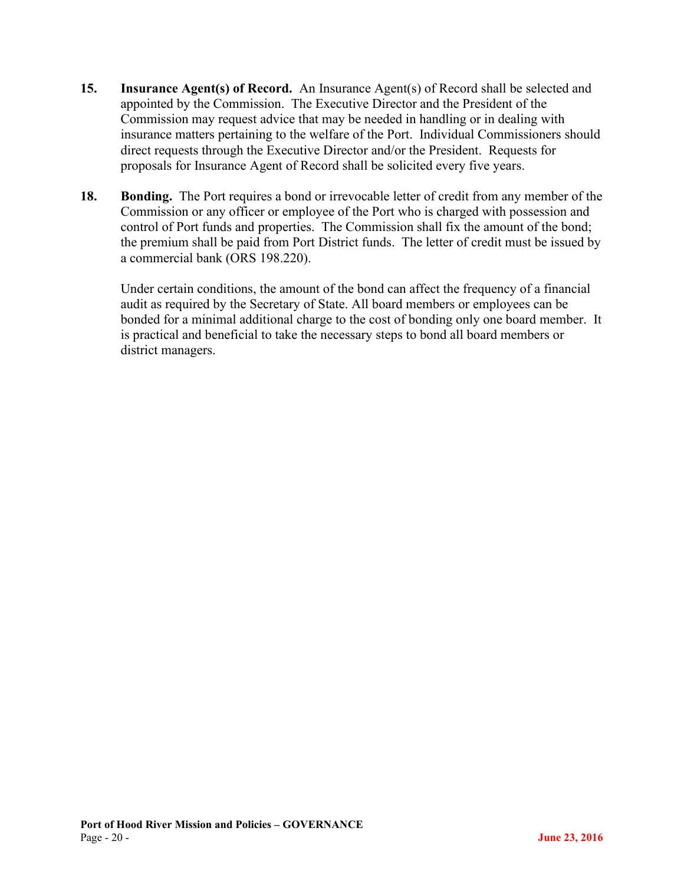15. **Insurance Agent(s) of Record.** An Insurance Agent(s) of Record shall be selected and appointed by the Commission. The Executive Director and the President of the Commission may request advice that may be needed in handling or in dealing with insurance matters pertaining to the welfare of the Port. Individual Commissioners should direct requests through the Executive Director and/or the President. Requests for proposals for Insurance Agent of Record shall be solicited every five years.

18. **Bonding.** The Port requires a bond or irrevocable letter of credit from any member of the Commission or any officer or employee of the Port who is charged with possession and control of Port funds and properties. The Commission shall fix the amount of the bond; the premium shall be paid from Port District funds. The letter of credit must be issued by a commercial bank (ORS 198.220).

    Under certain conditions, the amount of the bond can affect the frequency of a financial audit as required by the Secretary of State. All board members or employees can be bonded for a minimal additional charge to the cost of bonding only one board member. It is practical and beneficial to take the necessary steps to bond all board members or district managers.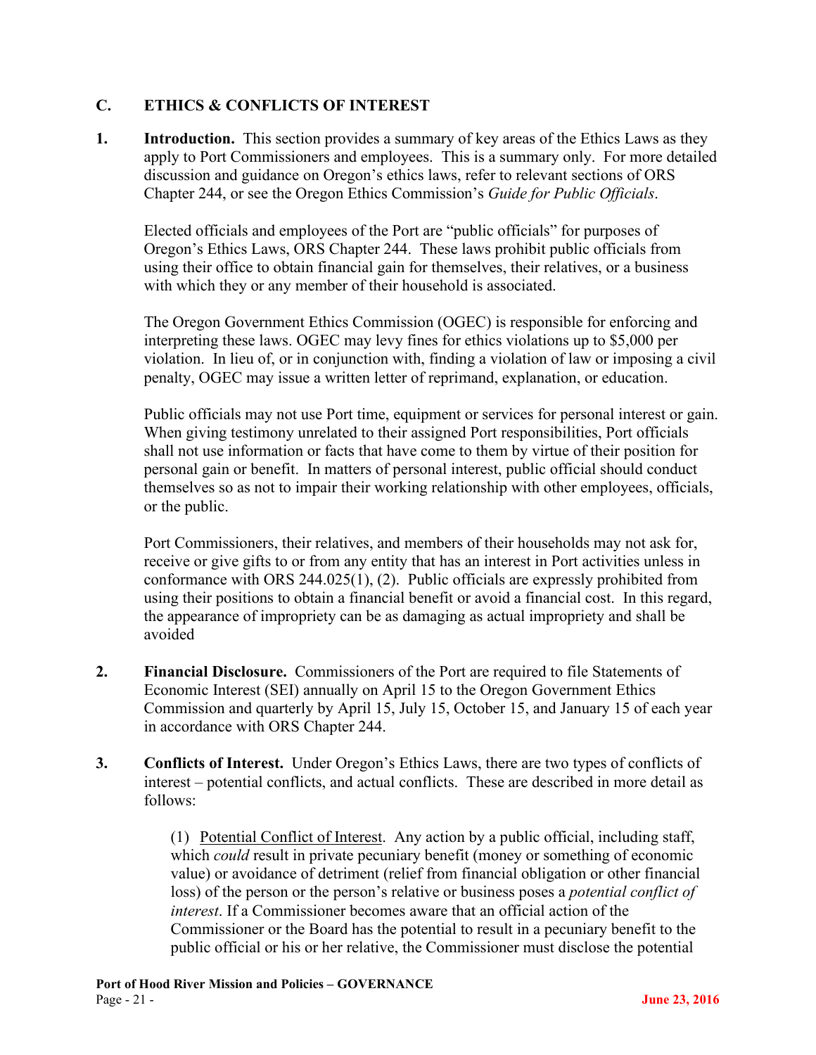## C. ETHICS & CONFLICTS OF INTEREST

**1. Introduction.** This section provides a summary of key areas of the Ethics Laws as they apply to Port Commissioners and employees. This is a summary only. For more detailed discussion and guidance on Oregon's ethics laws, refer to relevant sections of ORS Chapter 244, or see the Oregon Ethics Commission's *Guide for Public Officials*.

Elected officials and employees of the Port are "public officials" for purposes of Oregon's Ethics Laws, ORS Chapter 244. These laws prohibit public officials from using their office to obtain financial gain for themselves, their relatives, or a business with which they or any member of their household is associated.

The Oregon Government Ethics Commission (OGEC) is responsible for enforcing and interpreting these laws. OGEC may levy fines for ethics violations up to $5,000 per violation. In lieu of, or in conjunction with, finding a violation of law or imposing a civil penalty, OGEC may issue a written letter of reprimand, explanation, or education.

Public officials may not use Port time, equipment or services for personal interest or gain. When giving testimony unrelated to their assigned Port responsibilities, Port officials shall not use information or facts that have come to them by virtue of their position for personal gain or benefit. In matters of personal interest, public official should conduct themselves so as not to impair their working relationship with other employees, officials, or the public.

Port Commissioners, their relatives, and members of their households may not ask for, receive or give gifts to or from any entity that has an interest in Port activities unless in conformance with ORS 244.025(1), (2). Public officials are expressly prohibited from using their positions to obtain a financial benefit or avoid a financial cost. In this regard, the appearance of impropriety can be as damaging as actual impropriety and shall be avoided

**2. Financial Disclosure.** Commissioners of the Port are required to file Statements of Economic Interest (SEI) annually on April 15 to the Oregon Government Ethics Commission and quarterly by April 15, July 15, October 15, and January 15 of each year in accordance with ORS Chapter 244.

**3. Conflicts of Interest.** Under Oregon's Ethics Laws, there are two types of conflicts of interest – potential conflicts, and actual conflicts. These are described in more detail as follows:

(1) Potential Conflict of Interest. Any action by a public official, including staff, which *could* result in private pecuniary benefit (money or something of economic value) or avoidance of detriment (relief from financial obligation or other financial loss) of the person or the person's relative or business poses a *potential conflict of interest*. If a Commissioner becomes aware that an official action of the Commissioner or the Board has the potential to result in a pecuniary benefit to the public official or his or her relative, the Commissioner must disclose the potential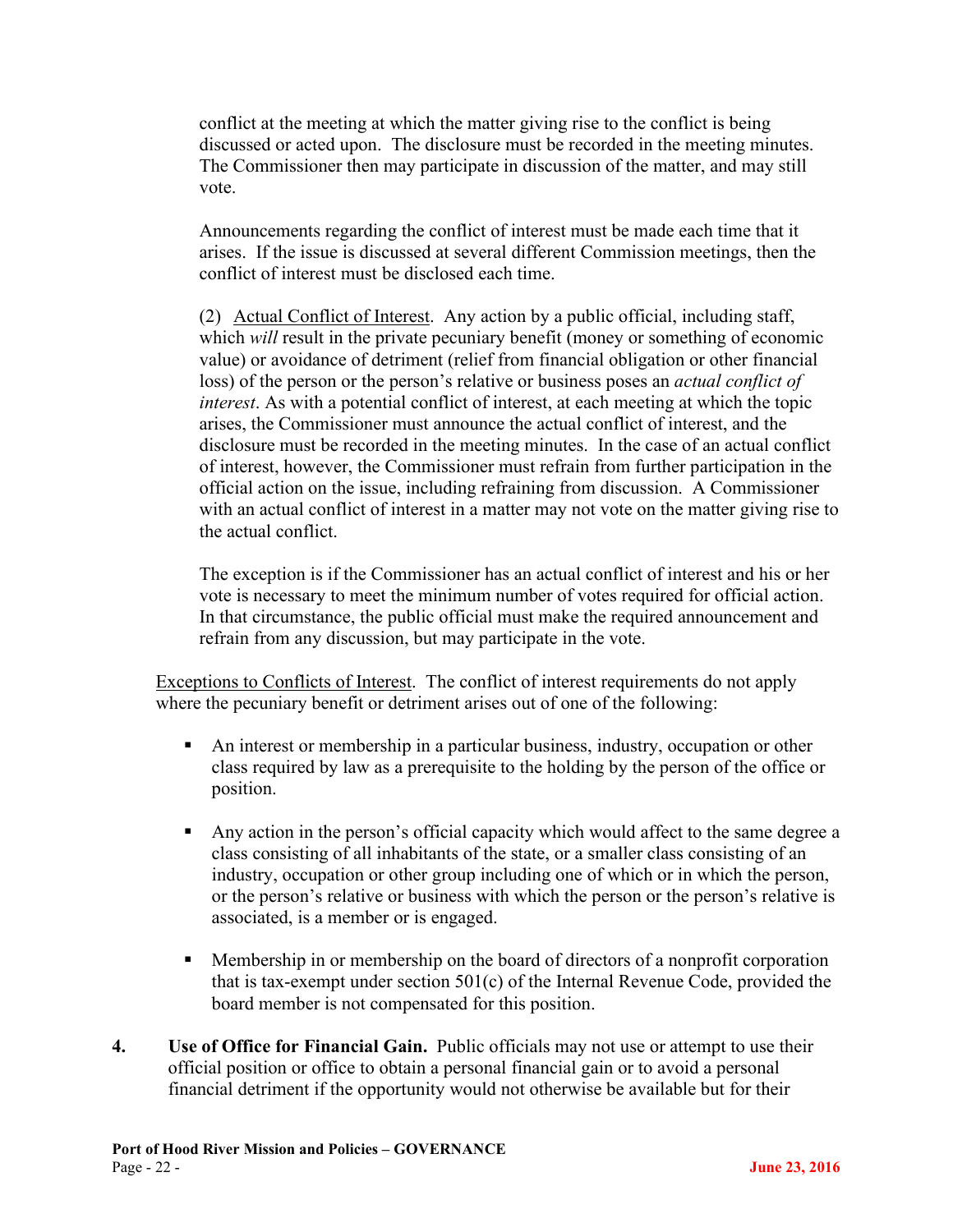conflict at the meeting at which the matter giving rise to the conflict is being discussed or acted upon. The disclosure must be recorded in the meeting minutes. The Commissioner then may participate in discussion of the matter, and may still vote.

Announcements regarding the conflict of interest must be made each time that it arises. If the issue is discussed at several different Commission meetings, then the conflict of interest must be disclosed each time.

(2) Actual Conflict of Interest. Any action by a public official, including staff, which *will* result in the private pecuniary benefit (money or something of economic value) or avoidance of detriment (relief from financial obligation or other financial loss) of the person or the person's relative or business poses an *actual conflict of interest*. As with a potential conflict of interest, at each meeting at which the topic arises, the Commissioner must announce the actual conflict of interest, and the disclosure must be recorded in the meeting minutes. In the case of an actual conflict of interest, however, the Commissioner must refrain from further participation in the official action on the issue, including refraining from discussion. A Commissioner with an actual conflict of interest in a matter may not vote on the matter giving rise to the actual conflict.

The exception is if the Commissioner has an actual conflict of interest and his or her vote is necessary to meet the minimum number of votes required for official action. In that circumstance, the public official must make the required announcement and refrain from any discussion, but may participate in the vote.

Exceptions to Conflicts of Interest. The conflict of interest requirements do not apply where the pecuniary benefit or detriment arises out of one of the following:

- An interest or membership in a particular business, industry, occupation or other class required by law as a prerequisite to the holding by the person of the office or position.
- Any action in the person's official capacity which would affect to the same degree a class consisting of all inhabitants of the state, or a smaller class consisting of an industry, occupation or other group including one of which or in which the person, or the person's relative or business with which the person or the person's relative is associated, is a member or is engaged.
- Membership in or membership on the board of directors of a nonprofit corporation that is tax-exempt under section 501(c) of the Internal Revenue Code, provided the board member is not compensated for this position.

4. **Use of Office for Financial Gain.** Public officials may not use or attempt to use their official position or office to obtain a personal financial gain or to avoid a personal financial detriment if the opportunity would not otherwise be available but for their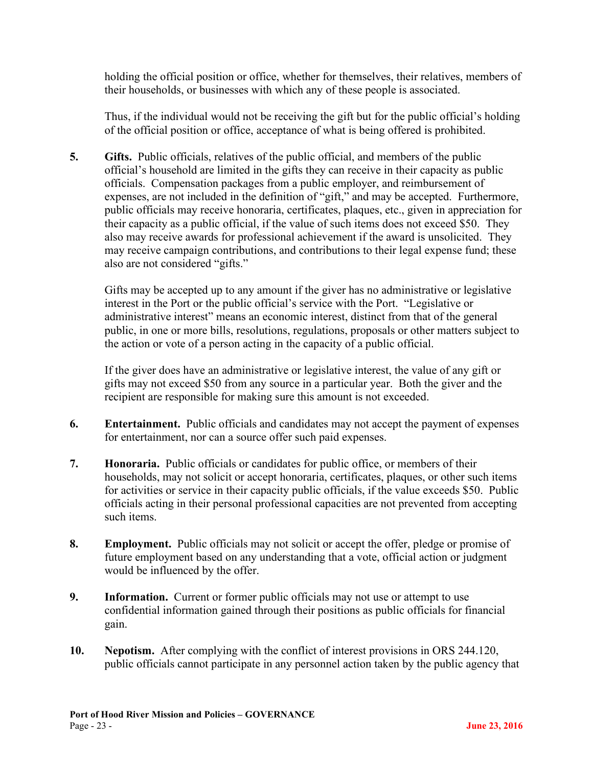holding the official position or office, whether for themselves, their relatives, members of their households, or businesses with which any of these people is associated.

Thus, if the individual would not be receiving the gift but for the public official's holding of the official position or office, acceptance of what is being offered is prohibited.

5. **Gifts.** Public officials, relatives of the public official, and members of the public official's household are limited in the gifts they can receive in their capacity as public officials. Compensation packages from a public employer, and reimbursement of expenses, are not included in the definition of "gift," and may be accepted. Furthermore, public officials may receive honoraria, certificates, plaques, etc., given in appreciation for their capacity as a public official, if the value of such items does not exceed $50. They also may receive awards for professional achievement if the award is unsolicited. They may receive campaign contributions, and contributions to their legal expense fund; these also are not considered "gifts."

   Gifts may be accepted up to any amount if the giver has no administrative or legislative interest in the Port or the public official's service with the Port. "Legislative or administrative interest" means an economic interest, distinct from that of the general public, in one or more bills, resolutions, regulations, proposals or other matters subject to the action or vote of a person acting in the capacity of a public official.

   If the giver does have an administrative or legislative interest, the value of any gift or gifts may not exceed $50 from any source in a particular year. Both the giver and the recipient are responsible for making sure this amount is not exceeded.

6. **Entertainment.** Public officials and candidates may not accept the payment of expenses for entertainment, nor can a source offer such paid expenses.

7. **Honoraria.** Public officials or candidates for public office, or members of their households, may not solicit or accept honoraria, certificates, plaques, or other such items for activities or service in their capacity public officials, if the value exceeds $50. Public officials acting in their personal professional capacities are not prevented from accepting such items.

8. **Employment.** Public officials may not solicit or accept the offer, pledge or promise of future employment based on any understanding that a vote, official action or judgment would be influenced by the offer.

9. **Information.** Current or former public officials may not use or attempt to use confidential information gained through their positions as public officials for financial gain.

10. **Nepotism.** After complying with the conflict of interest provisions in ORS 244.120, public officials cannot participate in any personnel action taken by the public agency that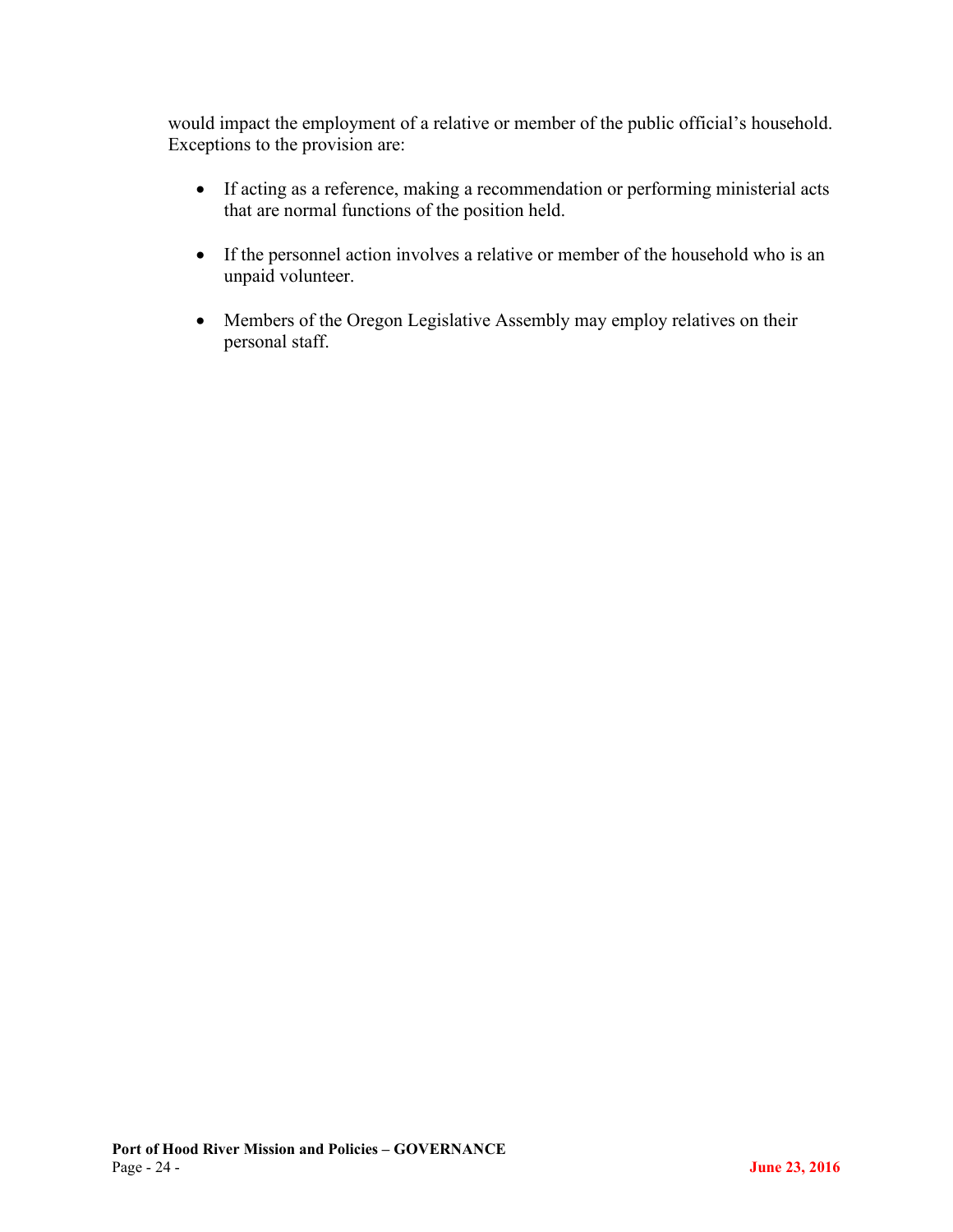would impact the employment of a relative or member of the public official's household. Exceptions to the provision are:

- If acting as a reference, making a recommendation or performing ministerial acts that are normal functions of the position held.
- If the personnel action involves a relative or member of the household who is an unpaid volunteer.
- Members of the Oregon Legislative Assembly may employ relatives on their personal staff.